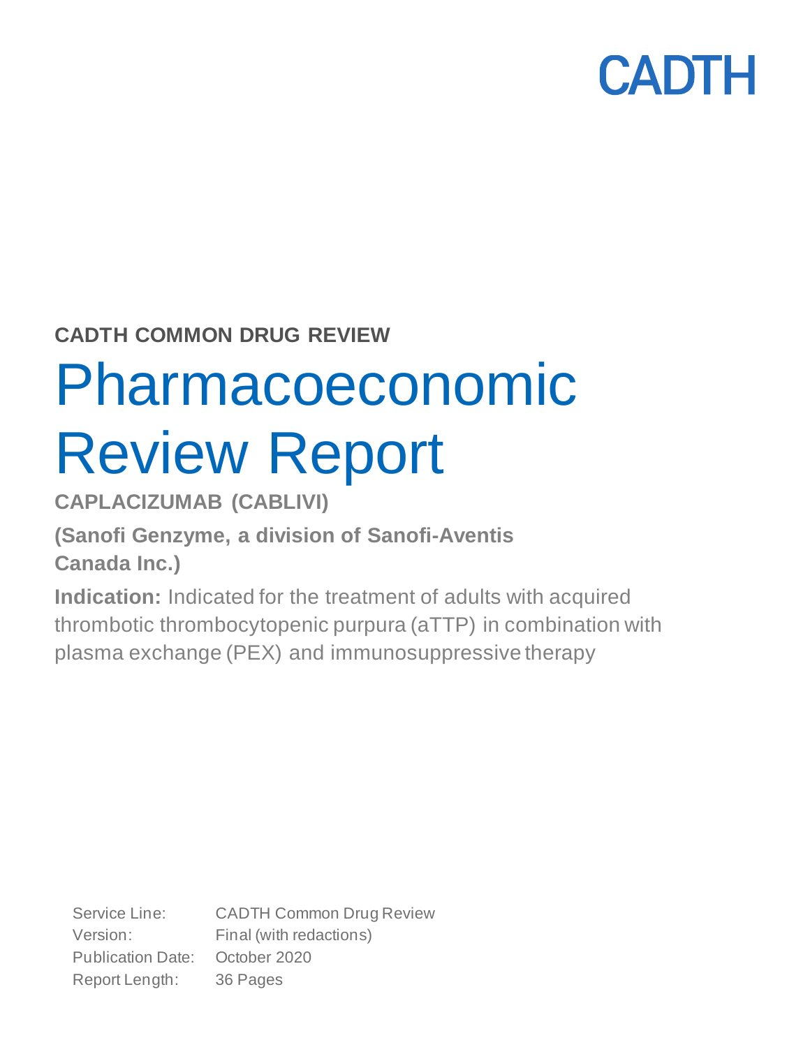CADTH

**CADTH COMMON DRUG REVIEW**

# Pharmacoeconomic Review Report

**CAPLACIZUMAB (CABLIVI)**

**(Sanofi Genzyme, a division of Sanofi-Aventis Canada Inc.)**

**Indication:** Indicated for the treatment of adults with acquired thrombotic thrombocytopenic purpura (aTTP) in combination with plasma exchange (PEX) and immunosuppressive therapy

Service Line: CADTH Common Drug Review
Version: Final (with redactions)
Publication Date: October 2020
Report Length: 36 Pages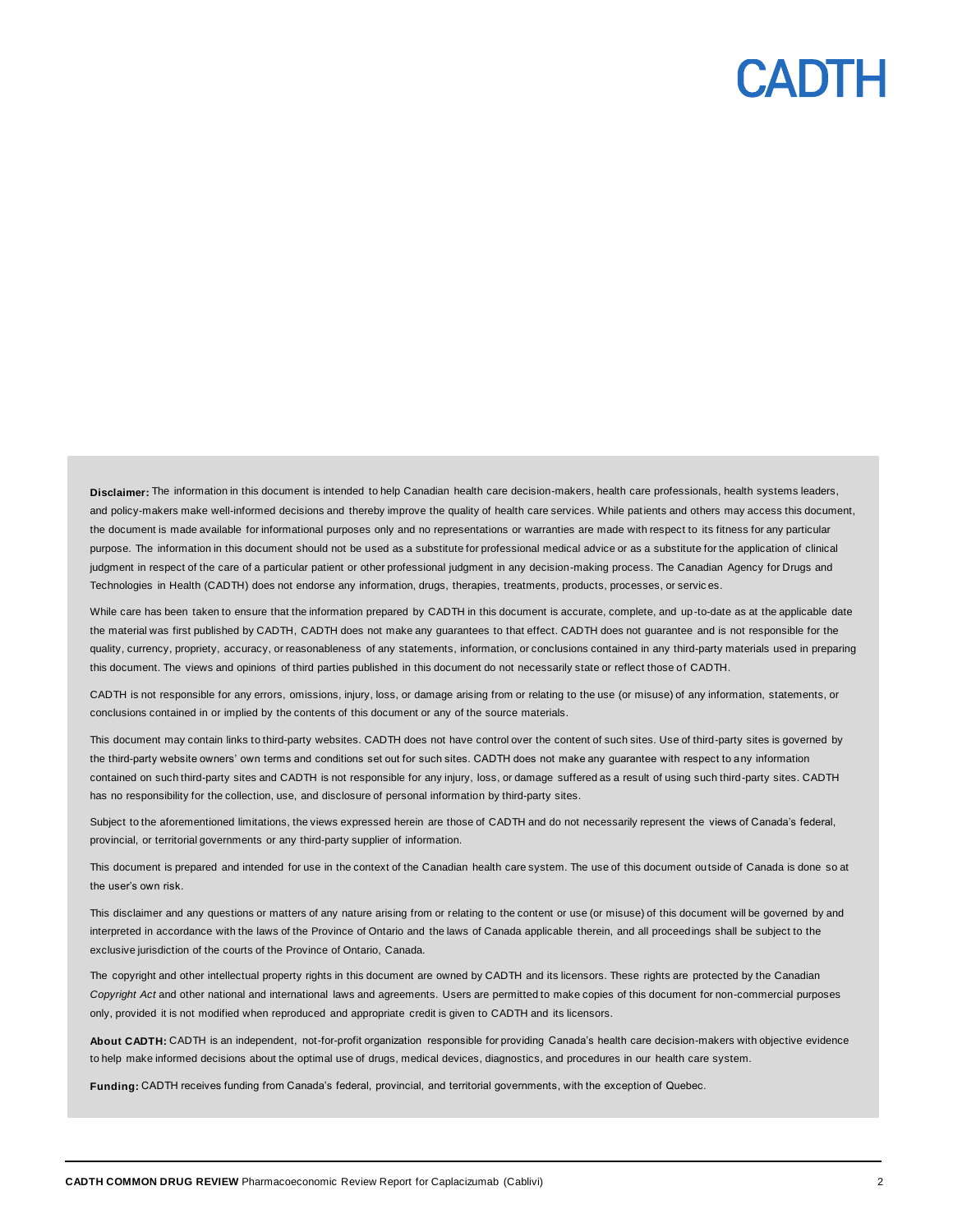**Disclaimer:** The information in this document is intended to help Canadian health care decision-makers, health care professionals, health systems leaders, and policy-makers make well-informed decisions and thereby improve the quality of health care services. While patients and others may access this document, the document is made available for informational purposes only and no representations or warranties are made with respect to its fitness for any particular purpose. The information in this document should not be used as a substitute for professional medical advice or as a substitute for the application of clinical judgment in respect of the care of a particular patient or other professional judgment in any decision-making process. The Canadian Agency for Drugs and Technologies in Health (CADTH) does not endorse any information, drugs, therapies, treatments, products, processes, or services.

While care has been taken to ensure that the information prepared by CADTH in this document is accurate, complete, and up-to-date as at the applicable date the material was first published by CADTH, CADTH does not make any guarantees to that effect. CADTH does not guarantee and is not responsible for the quality, currency, propriety, accuracy, or reasonableness of any statements, information, or conclusions contained in any third-party materials used in preparing this document. The views and opinions of third parties published in this document do not necessarily state or reflect those of CADTH.

CADTH is not responsible for any errors, omissions, injury, loss, or damage arising from or relating to the use (or misuse) of any information, statements, or conclusions contained in or implied by the contents of this document or any of the source materials.

This document may contain links to third-party websites. CADTH does not have control over the content of such sites. Use of third-party sites is governed by the third-party website owners' own terms and conditions set out for such sites. CADTH does not make any guarantee with respect to any information contained on such third-party sites and CADTH is not responsible for any injury, loss, or damage suffered as a result of using such third-party sites. CADTH has no responsibility for the collection, use, and disclosure of personal information by third-party sites.

Subject to the aforementioned limitations, the views expressed herein are those of CADTH and do not necessarily represent the views of Canada's federal, provincial, or territorial governments or any third-party supplier of information.

This document is prepared and intended for use in the context of the Canadian health care system. The use of this document outside of Canada is done so at the user's own risk.

This disclaimer and any questions or matters of any nature arising from or relating to the content or use (or misuse) of this document will be governed by and interpreted in accordance with the laws of the Province of Ontario and the laws of Canada applicable therein, and all proceedings shall be subject to the exclusive jurisdiction of the courts of the Province of Ontario, Canada.

The copyright and other intellectual property rights in this document are owned by CADTH and its licensors. These rights are protected by the Canadian *Copyright Act* and other national and international laws and agreements. Users are permitted to make copies of this document for non-commercial purposes only, provided it is not modified when reproduced and appropriate credit is given to CADTH and its licensors.

**About CADTH:** CADTH is an independent, not-for-profit organization responsible for providing Canada's health care decision-makers with objective evidence to help make informed decisions about the optimal use of drugs, medical devices, diagnostics, and procedures in our health care system.

**Funding:** CADTH receives funding from Canada's federal, provincial, and territorial governments, with the exception of Quebec.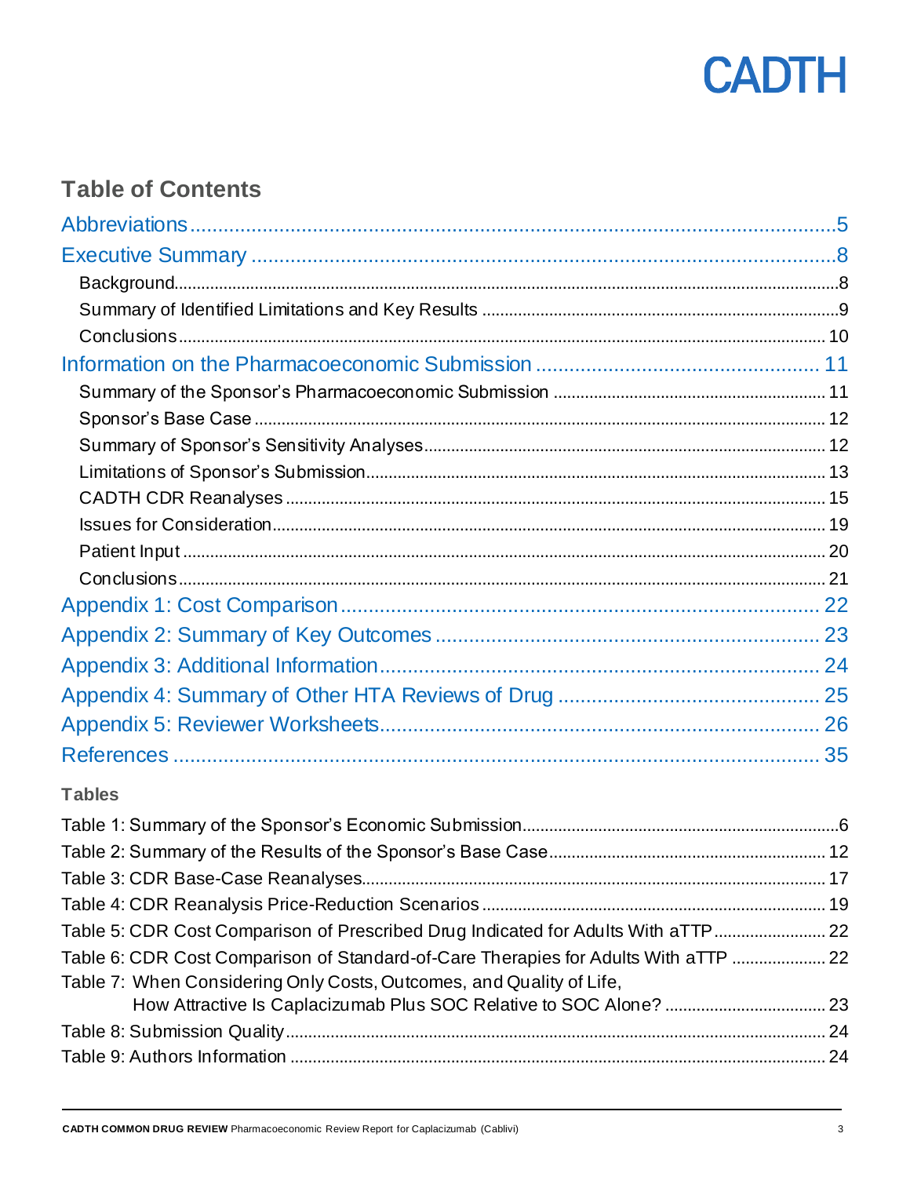## Table of Contents

Abbreviations ..... 5

Executive Summary ..... 8

- Background ..... 8
- Summary of Identified Limitations and Key Results ..... 9
- Conclusions ..... 10

Information on the Pharmacoeconomic Submission ..... 11

- Summary of the Sponsor's Pharmacoeconomic Submission ..... 11
- Sponsor's Base Case ..... 12
- Summary of Sponsor's Sensitivity Analyses ..... 12
- Limitations of Sponsor's Submission ..... 13
- CADTH CDR Reanalyses ..... 15
- Issues for Consideration ..... 19
- Patient Input ..... 20
- Conclusions ..... 21

Appendix 1: Cost Comparison ..... 22

Appendix 2: Summary of Key Outcomes ..... 23

Appendix 3: Additional Information ..... 24

Appendix 4: Summary of Other HTA Reviews of Drug ..... 25

Appendix 5: Reviewer Worksheets ..... 26

References ..... 35

### Tables

Table 1: Summary of the Sponsor's Economic Submission ..... 6

Table 2: Summary of the Results of the Sponsor's Base Case ..... 12

Table 3: CDR Base-Case Reanalyses ..... 17

Table 4: CDR Reanalysis Price-Reduction Scenarios ..... 19

Table 5: CDR Cost Comparison of Prescribed Drug Indicated for Adults With aTTP ..... 22

Table 6: CDR Cost Comparison of Standard-of-Care Therapies for Adults With aTTP ..... 22

Table 7: When Considering Only Costs, Outcomes, and Quality of Life, How Attractive Is Caplacizumab Plus SOC Relative to SOC Alone? ..... 23

Table 8: Submission Quality ..... 24

Table 9: Authors Information ..... 24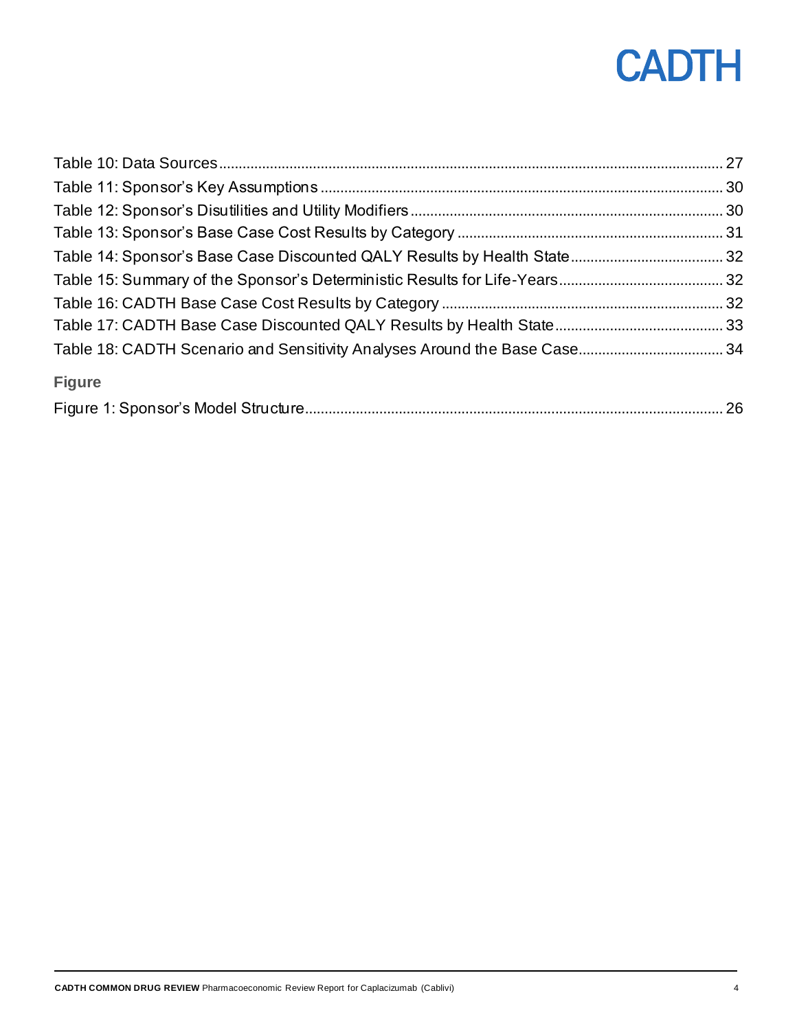Table 10: Data Sources ... 27
Table 11: Sponsor's Key Assumptions ... 30
Table 12: Sponsor's Disutilities and Utility Modifiers ... 30
Table 13: Sponsor's Base Case Cost Results by Category ... 31
Table 14: Sponsor's Base Case Discounted QALY Results by Health State ... 32
Table 15: Summary of the Sponsor's Deterministic Results for Life-Years ... 32
Table 16: CADTH Base Case Cost Results by Category ... 32
Table 17: CADTH Base Case Discounted QALY Results by Health State ... 33
Table 18: CADTH Scenario and Sensitivity Analyses Around the Base Case ... 34

### Figure

Figure 1: Sponsor's Model Structure ... 26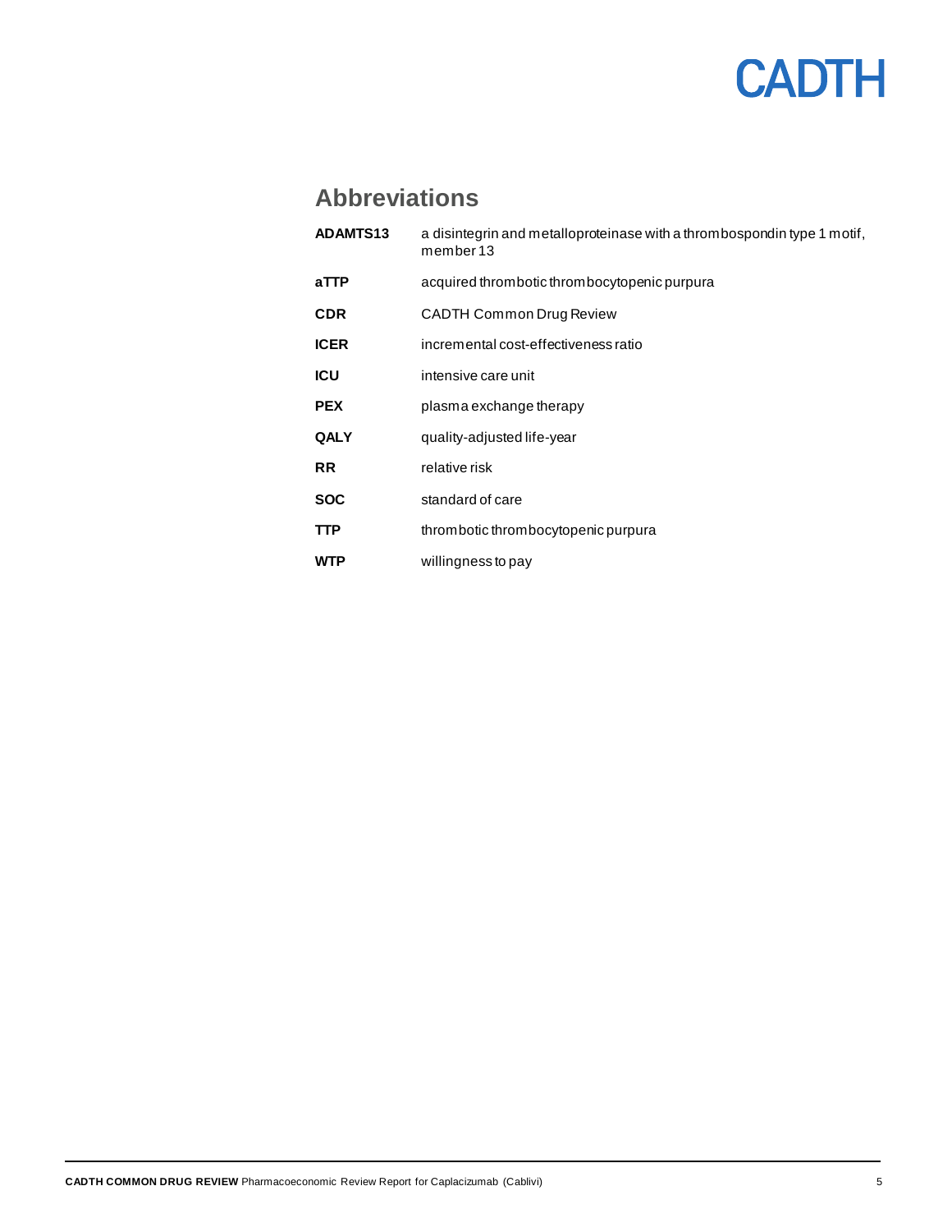## Abbreviations

| | |
|---|---|
| **ADAMTS13** | a disintegrin and metalloproteinase with a thrombospondin type 1 motif, member 13 |
| **aTTP** | acquired thrombotic thrombocytopenic purpura |
| **CDR** | CADTH Common Drug Review |
| **ICER** | incremental cost-effectiveness ratio |
| **ICU** | intensive care unit |
| **PEX** | plasma exchange therapy |
| **QALY** | quality-adjusted life-year |
| **RR** | relative risk |
| **SOC** | standard of care |
| **TTP** | thrombotic thrombocytopenic purpura |
| **WTP** | willingness to pay |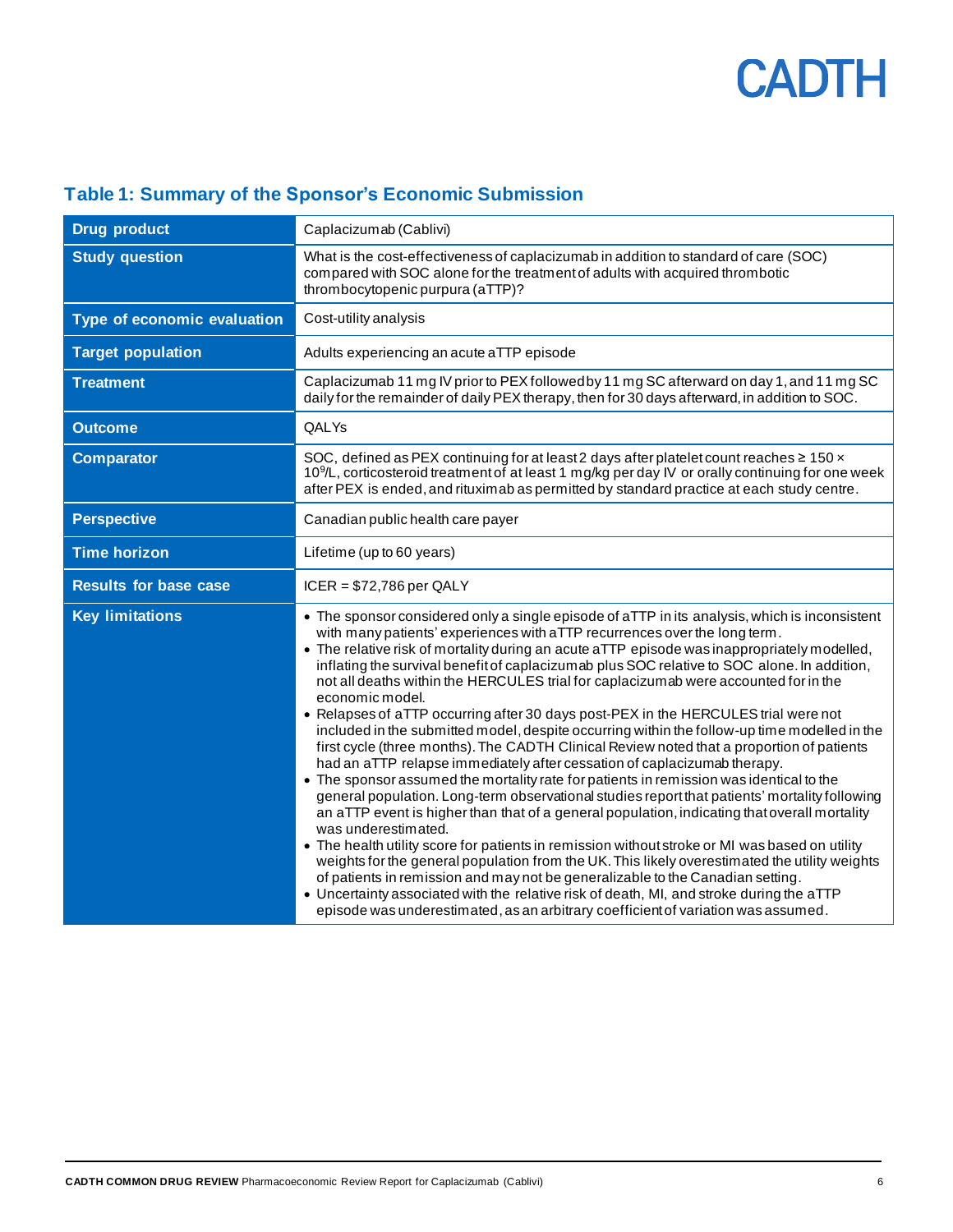## Table 1: Summary of the Sponsor's Economic Submission

| | |
|---|---|
| **Drug product** | Caplacizumab (Cablivi) |
| **Study question** | What is the cost-effectiveness of caplacizumab in addition to standard of care (SOC) compared with SOC alone for the treatment of adults with acquired thrombotic thrombocytopenic purpura (aTTP)? |
| **Type of economic evaluation** | Cost-utility analysis |
| **Target population** | Adults experiencing an acute aTTP episode |
| **Treatment** | Caplacizumab 11 mg IV prior to PEX followed by 11 mg SC afterward on day 1, and 11 mg SC daily for the remainder of daily PEX therapy, then for 30 days afterward, in addition to SOC. |
| **Outcome** | QALYs |
| **Comparator** | SOC, defined as PEX continuing for at least 2 days after platelet count reaches ≥ 150 × $10^9$/L, corticosteroid treatment of at least 1 mg/kg per day IV or orally continuing for one week after PEX is ended, and rituximab as permitted by standard practice at each study centre. |
| **Perspective** | Canadian public health care payer |
| **Time horizon** | Lifetime (up to 60 years) |
| **Results for base case** | ICER = $72,786 per QALY |
| **Key limitations** | • The sponsor considered only a single episode of aTTP in its analysis, which is inconsistent with many patients' experiences with aTTP recurrences over the long term.<br>• The relative risk of mortality during an acute aTTP episode was inappropriately modelled, inflating the survival benefit of caplacizumab plus SOC relative to SOC alone. In addition, not all deaths within the HERCULES trial for caplacizumab were accounted for in the economic model.<br>• Relapses of aTTP occurring after 30 days post-PEX in the HERCULES trial were not included in the submitted model, despite occurring within the follow-up time modelled in the first cycle (three months). The CADTH Clinical Review noted that a proportion of patients had an aTTP relapse immediately after cessation of caplacizumab therapy.<br>• The sponsor assumed the mortality rate for patients in remission was identical to the general population. Long-term observational studies report that patients' mortality following an aTTP event is higher than that of a general population, indicating that overall mortality was underestimated.<br>• The health utility score for patients in remission without stroke or MI was based on utility weights for the general population from the UK. This likely overestimated the utility weights of patients in remission and may not be generalizable to the Canadian setting.<br>• Uncertainty associated with the relative risk of death, MI, and stroke during the aTTP episode was underestimated, as an arbitrary coefficient of variation was assumed. |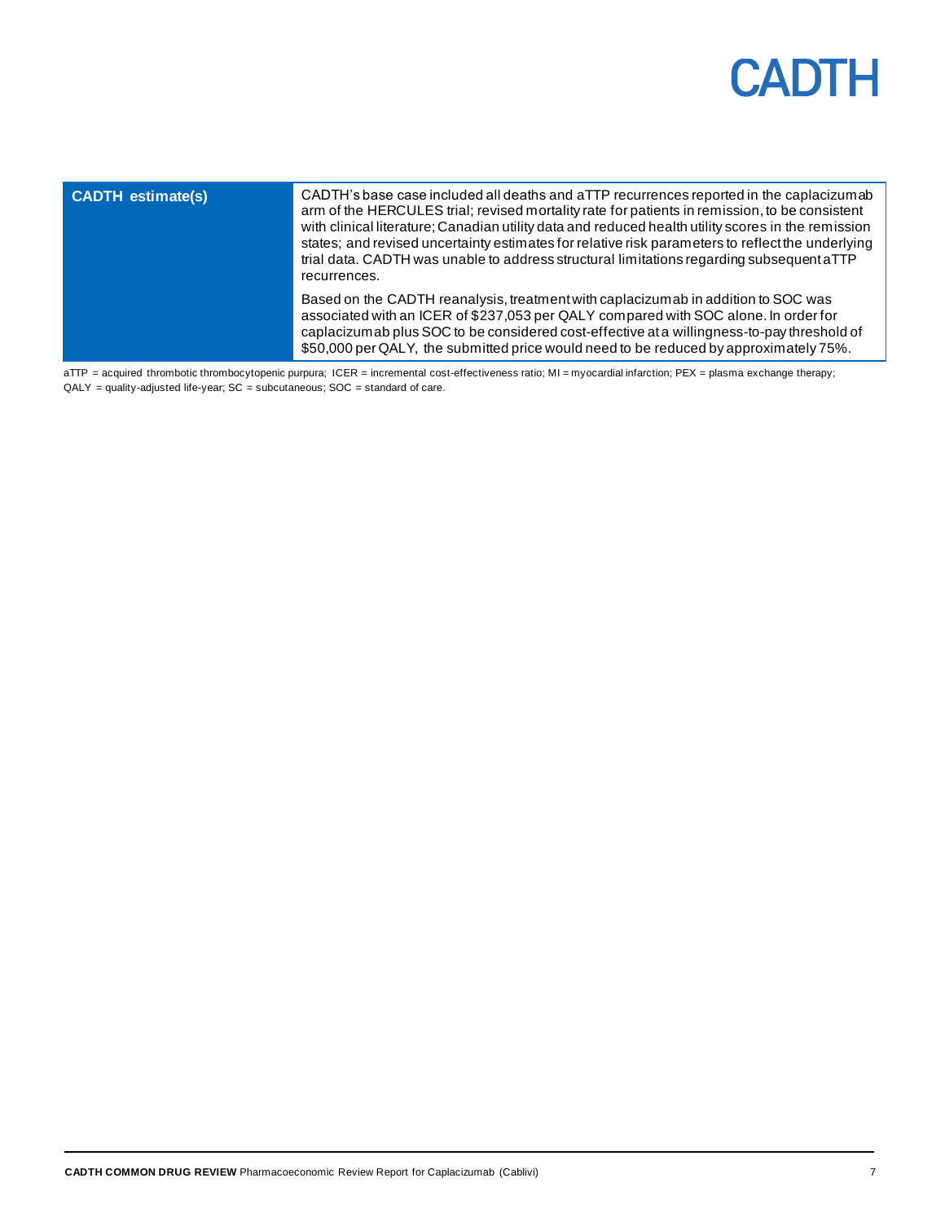| CADTH estimate(s) | CADTH's base case included all deaths and aTTP recurrences reported in the caplacizumab arm of the HERCULES trial; revised mortality rate for patients in remission, to be consistent with clinical literature; Canadian utility data and reduced health utility scores in the remission states; and revised uncertainty estimates for relative risk parameters to reflect the underlying trial data. CADTH was unable to address structural limitations regarding subsequent aTTP recurrences.<br><br>Based on the CADTH reanalysis, treatment with caplacizumab in addition to SOC was associated with an ICER of $237,053 per QALY compared with SOC alone. In order for caplacizumab plus SOC to be considered cost-effective at a willingness-to-pay threshold of $50,000 per QALY, the submitted price would need to be reduced by approximately 75%. |
|---|---|

aTTP = acquired thrombotic thrombocytopenic purpura; ICER = incremental cost-effectiveness ratio; MI = myocardial infarction; PEX = plasma exchange therapy; QALY = quality-adjusted life-year; SC = subcutaneous; SOC = standard of care.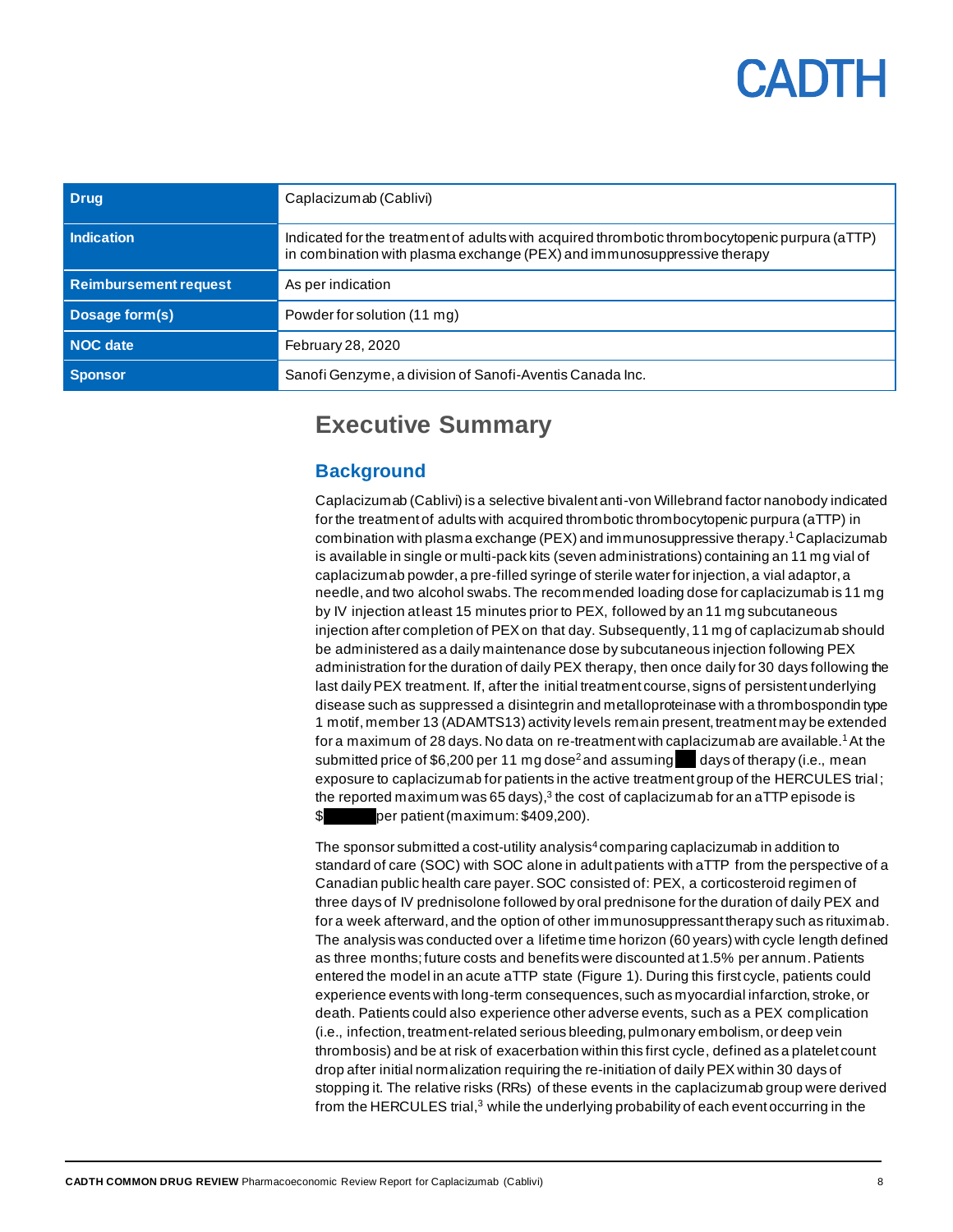| Drug | Caplacizumab (Cablivi) |
| --- | --- |
| Indication | Indicated for the treatment of adults with acquired thrombotic thrombocytopenic purpura (aTTP) in combination with plasma exchange (PEX) and immunosuppressive therapy |
| Reimbursement request | As per indication |
| Dosage form(s) | Powder for solution (11 mg) |
| NOC date | February 28, 2020 |
| Sponsor | Sanofi Genzyme, a division of Sanofi-Aventis Canada Inc. |

# Executive Summary

## Background

Caplacizumab (Cablivi) is a selective bivalent anti-von Willebrand factor nanobody indicated for the treatment of adults with acquired thrombotic thrombocytopenic purpura (aTTP) in combination with plasma exchange (PEX) and immunosuppressive therapy.[1] Caplacizumab is available in single or multi-pack kits (seven administrations) containing an 11 mg vial of caplacizumab powder, a pre-filled syringe of sterile water for injection, a vial adaptor, a needle, and two alcohol swabs. The recommended loading dose for caplacizumab is 11 mg by IV injection at least 15 minutes prior to PEX, followed by an 11 mg subcutaneous injection after completion of PEX on that day. Subsequently, 11 mg of caplacizumab should be administered as a daily maintenance dose by subcutaneous injection following PEX administration for the duration of daily PEX therapy, then once daily for 30 days following the last daily PEX treatment. If, after the initial treatment course, signs of persistent underlying disease such as suppressed a disintegrin and metalloproteinase with a thrombospondin type 1 motif, member 13 (ADAMTS13) activity levels remain present, treatment may be extended for a maximum of 28 days. No data on re-treatment with caplacizumab are available.[1] At the submitted price of $6,200 per 11 mg dose[2] and assuming ███ days of therapy (i.e., mean exposure to caplacizumab for patients in the active treatment group of the HERCULES trial; the reported maximum was 65 days),[3] the cost of caplacizumab for an aTTP episode is $██████ per patient (maximum: $409,200).

The sponsor submitted a cost-utility analysis[4] comparing caplacizumab in addition to standard of care (SOC) with SOC alone in adult patients with aTTP from the perspective of a Canadian public health care payer. SOC consisted of: PEX, a corticosteroid regimen of three days of IV prednisolone followed by oral prednisone for the duration of daily PEX and for a week afterward, and the option of other immunosuppressant therapy such as rituximab. The analysis was conducted over a lifetime time horizon (60 years) with cycle length defined as three months; future costs and benefits were discounted at 1.5% per annum. Patients entered the model in an acute aTTP state (Figure 1). During this first cycle, patients could experience events with long-term consequences, such as myocardial infarction, stroke, or death. Patients could also experience other adverse events, such as a PEX complication (i.e., infection, treatment-related serious bleeding, pulmonary embolism, or deep vein thrombosis) and be at risk of exacerbation within this first cycle, defined as a platelet count drop after initial normalization requiring the re-initiation of daily PEX within 30 days of stopping it. The relative risks (RRs) of these events in the caplacizumab group were derived from the HERCULES trial,[3] while the underlying probability of each event occurring in the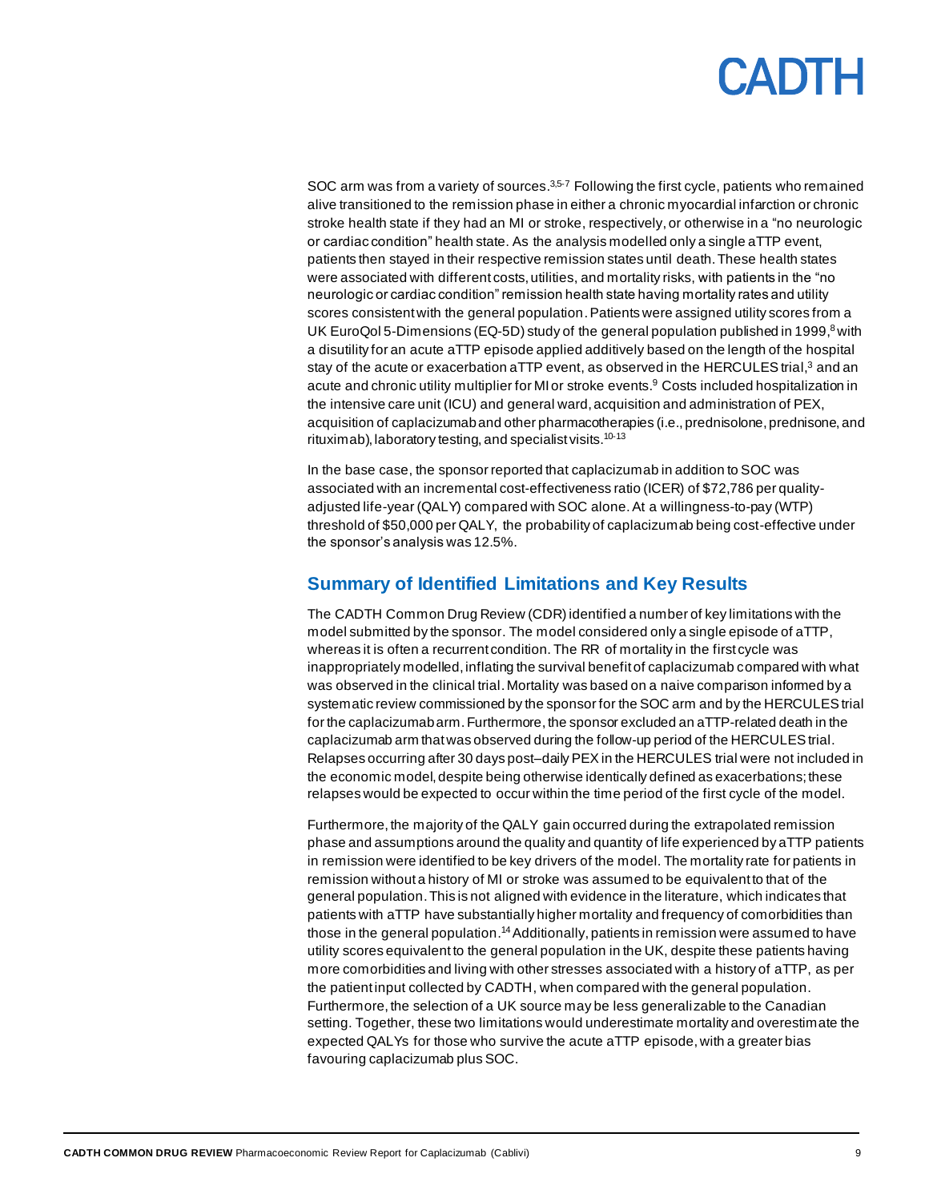SOC arm was from a variety of sources.[3,5-7] Following the first cycle, patients who remained alive transitioned to the remission phase in either a chronic myocardial infarction or chronic stroke health state if they had an MI or stroke, respectively, or otherwise in a "no neurologic or cardiac condition" health state. As the analysis modelled only a single aTTP event, patients then stayed in their respective remission states until death. These health states were associated with different costs, utilities, and mortality risks, with patients in the "no neurologic or cardiac condition" remission health state having mortality rates and utility scores consistent with the general population. Patients were assigned utility scores from a UK EuroQol 5-Dimensions (EQ-5D) study of the general population published in 1999,[8] with a disutility for an acute aTTP episode applied additively based on the length of the hospital stay of the acute or exacerbation aTTP event, as observed in the HERCULES trial,[3] and an acute and chronic utility multiplier for MI or stroke events.[9] Costs included hospitalization in the intensive care unit (ICU) and general ward, acquisition and administration of PEX, acquisition of caplacizumab and other pharmacotherapies (i.e., prednisolone, prednisone, and rituximab), laboratory testing, and specialist visits.[10-13]

In the base case, the sponsor reported that caplacizumab in addition to SOC was associated with an incremental cost-effectiveness ratio (ICER) of $72,786 per quality-adjusted life-year (QALY) compared with SOC alone. At a willingness-to-pay (WTP) threshold of $50,000 per QALY, the probability of caplacizumab being cost-effective under the sponsor's analysis was 12.5%.

## Summary of Identified Limitations and Key Results

The CADTH Common Drug Review (CDR) identified a number of key limitations with the model submitted by the sponsor. The model considered only a single episode of aTTP, whereas it is often a recurrent condition. The RR of mortality in the first cycle was inappropriately modelled, inflating the survival benefit of caplacizumab compared with what was observed in the clinical trial. Mortality was based on a naive comparison informed by a systematic review commissioned by the sponsor for the SOC arm and by the HERCULES trial for the caplacizumab arm. Furthermore, the sponsor excluded an aTTP-related death in the caplacizumab arm that was observed during the follow-up period of the HERCULES trial. Relapses occurring after 30 days post–daily PEX in the HERCULES trial were not included in the economic model, despite being otherwise identically defined as exacerbations; these relapses would be expected to occur within the time period of the first cycle of the model.

Furthermore, the majority of the QALY gain occurred during the extrapolated remission phase and assumptions around the quality and quantity of life experienced by aTTP patients in remission were identified to be key drivers of the model. The mortality rate for patients in remission without a history of MI or stroke was assumed to be equivalent to that of the general population. This is not aligned with evidence in the literature, which indicates that patients with aTTP have substantially higher mortality and frequency of comorbidities than those in the general population.[14] Additionally, patients in remission were assumed to have utility scores equivalent to the general population in the UK, despite these patients having more comorbidities and living with other stresses associated with a history of aTTP, as per the patient input collected by CADTH, when compared with the general population. Furthermore, the selection of a UK source may be less generalizable to the Canadian setting. Together, these two limitations would underestimate mortality and overestimate the expected QALYs for those who survive the acute aTTP episode, with a greater bias favouring caplacizumab plus SOC.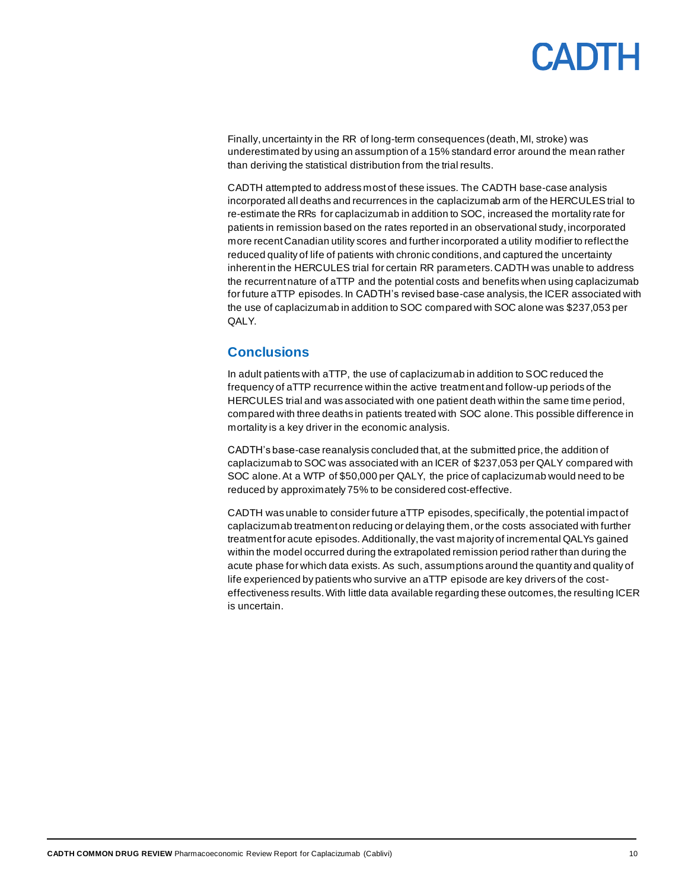Finally, uncertainty in the RR of long-term consequences (death, MI, stroke) was underestimated by using an assumption of a 15% standard error around the mean rather than deriving the statistical distribution from the trial results.

CADTH attempted to address most of these issues. The CADTH base-case analysis incorporated all deaths and recurrences in the caplacizumab arm of the HERCULES trial to re-estimate the RRs for caplacizumab in addition to SOC, increased the mortality rate for patients in remission based on the rates reported in an observational study, incorporated more recent Canadian utility scores and further incorporated a utility modifier to reflect the reduced quality of life of patients with chronic conditions, and captured the uncertainty inherent in the HERCULES trial for certain RR parameters. CADTH was unable to address the recurrent nature of aTTP and the potential costs and benefits when using caplacizumab for future aTTP episodes. In CADTH's revised base-case analysis, the ICER associated with the use of caplacizumab in addition to SOC compared with SOC alone was $237,053 per QALY.

## Conclusions

In adult patients with aTTP, the use of caplacizumab in addition to SOC reduced the frequency of aTTP recurrence within the active treatment and follow-up periods of the HERCULES trial and was associated with one patient death within the same time period, compared with three deaths in patients treated with SOC alone. This possible difference in mortality is a key driver in the economic analysis.

CADTH's base-case reanalysis concluded that, at the submitted price, the addition of caplacizumab to SOC was associated with an ICER of $237,053 per QALY compared with SOC alone. At a WTP of $50,000 per QALY, the price of caplacizumab would need to be reduced by approximately 75% to be considered cost-effective.

CADTH was unable to consider future aTTP episodes, specifically, the potential impact of caplacizumab treatment on reducing or delaying them, or the costs associated with further treatment for acute episodes. Additionally, the vast majority of incremental QALYs gained within the model occurred during the extrapolated remission period rather than during the acute phase for which data exists. As such, assumptions around the quantity and quality of life experienced by patients who survive an aTTP episode are key drivers of the cost-effectiveness results. With little data available regarding these outcomes, the resulting ICER is uncertain.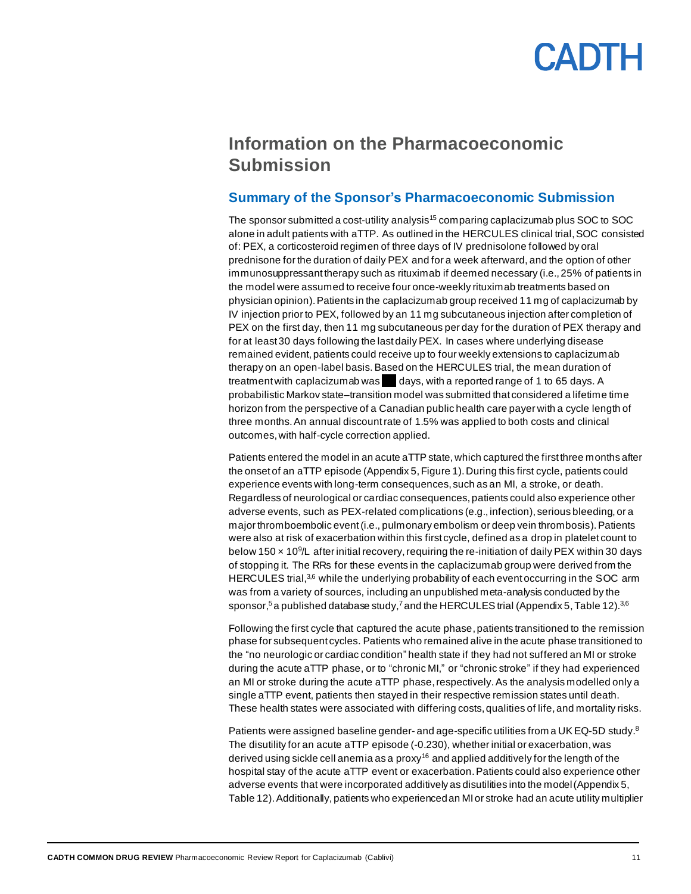# Information on the Pharmacoeconomic Submission

## Summary of the Sponsor's Pharmacoeconomic Submission

The sponsor submitted a cost-utility analysis[15] comparing caplacizumab plus SOC to SOC alone in adult patients with aTTP. As outlined in the HERCULES clinical trial, SOC consisted of: PEX, a corticosteroid regimen of three days of IV prednisolone followed by oral prednisone for the duration of daily PEX and for a week afterward, and the option of other immunosuppressant therapy such as rituximab if deemed necessary (i.e., 25% of patients in the model were assumed to receive four once-weekly rituximab treatments based on physician opinion). Patients in the caplacizumab group received 11 mg of caplacizumab by IV injection prior to PEX, followed by an 11 mg subcutaneous injection after completion of PEX on the first day, then 11 mg subcutaneous per day for the duration of PEX therapy and for at least 30 days following the last daily PEX. In cases where underlying disease remained evident, patients could receive up to four weekly extensions to caplacizumab therapy on an open-label basis. Based on the HERCULES trial, the mean duration of treatment with caplacizumab was ██ days, with a reported range of 1 to 65 days. A probabilistic Markov state–transition model was submitted that considered a lifetime time horizon from the perspective of a Canadian public health care payer with a cycle length of three months. An annual discount rate of 1.5% was applied to both costs and clinical outcomes, with half-cycle correction applied.

Patients entered the model in an acute aTTP state, which captured the first three months after the onset of an aTTP episode (Appendix 5, Figure 1). During this first cycle, patients could experience events with long-term consequences, such as an MI, a stroke, or death. Regardless of neurological or cardiac consequences, patients could also experience other adverse events, such as PEX-related complications (e.g., infection), serious bleeding, or a major thromboembolic event (i.e., pulmonary embolism or deep vein thrombosis). Patients were also at risk of exacerbation within this first cycle, defined as a drop in platelet count to below $150 \times 10^9$/L after initial recovery, requiring the re-initiation of daily PEX within 30 days of stopping it. The RRs for these events in the caplacizumab group were derived from the HERCULES trial,[3,6] while the underlying probability of each event occurring in the SOC arm was from a variety of sources, including an unpublished meta-analysis conducted by the sponsor,[5] a published database study,[7] and the HERCULES trial (Appendix 5, Table 12).[3,6]

Following the first cycle that captured the acute phase, patients transitioned to the remission phase for subsequent cycles. Patients who remained alive in the acute phase transitioned to the "no neurologic or cardiac condition" health state if they had not suffered an MI or stroke during the acute aTTP phase, or to "chronic MI," or "chronic stroke" if they had experienced an MI or stroke during the acute aTTP phase, respectively. As the analysis modelled only a single aTTP event, patients then stayed in their respective remission states until death. These health states were associated with differing costs, qualities of life, and mortality risks.

Patients were assigned baseline gender- and age-specific utilities from a UK EQ-5D study.[8] The disutility for an acute aTTP episode (-0.230), whether initial or exacerbation, was derived using sickle cell anemia as a proxy[16] and applied additively for the length of the hospital stay of the acute aTTP event or exacerbation. Patients could also experience other adverse events that were incorporated additively as disutilities into the model (Appendix 5, Table 12). Additionally, patients who experienced an MI or stroke had an acute utility multiplier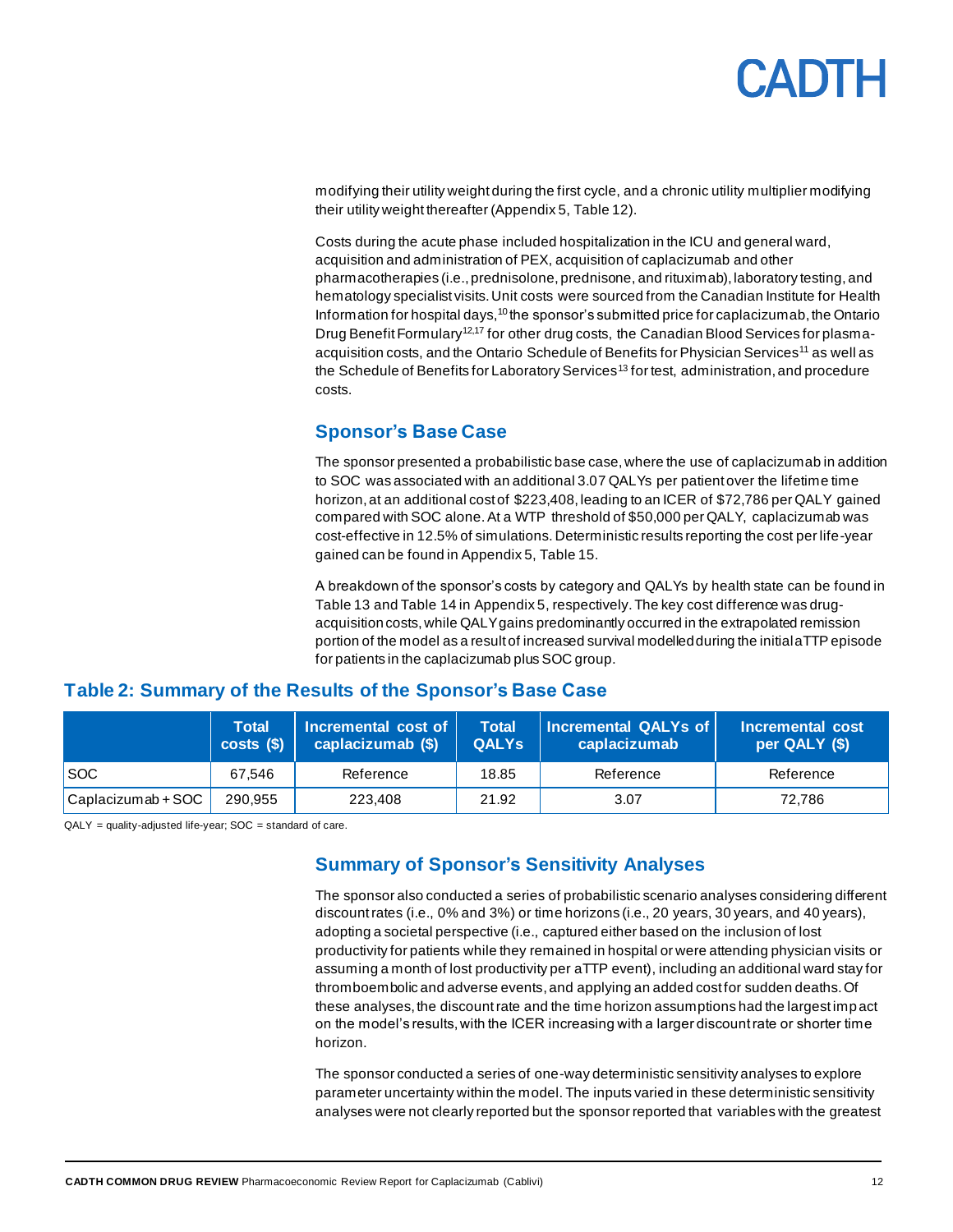modifying their utility weight during the first cycle, and a chronic utility multiplier modifying their utility weight thereafter (Appendix 5, Table 12).

Costs during the acute phase included hospitalization in the ICU and general ward, acquisition and administration of PEX, acquisition of caplacizumab and other pharmacotherapies (i.e., prednisolone, prednisone, and rituximab), laboratory testing, and hematology specialist visits. Unit costs were sourced from the Canadian Institute for Health Information for hospital days,[10] the sponsor's submitted price for caplacizumab, the Ontario Drug Benefit Formulary[12,17] for other drug costs, the Canadian Blood Services for plasma-acquisition costs, and the Ontario Schedule of Benefits for Physician Services[11] as well as the Schedule of Benefits for Laboratory Services[13] for test, administration, and procedure costs.

## Sponsor's Base Case

The sponsor presented a probabilistic base case, where the use of caplacizumab in addition to SOC was associated with an additional 3.07 QALYs per patient over the lifetime time horizon, at an additional cost of $223,408, leading to an ICER of $72,786 per QALY gained compared with SOC alone. At a WTP threshold of $50,000 per QALY, caplacizumab was cost-effective in 12.5% of simulations. Deterministic results reporting the cost per life-year gained can be found in Appendix 5, Table 15.

A breakdown of the sponsor's costs by category and QALYs by health state can be found in Table 13 and Table 14 in Appendix 5, respectively. The key cost difference was drug-acquisition costs, while QALY gains predominantly occurred in the extrapolated remission portion of the model as a result of increased survival modelled during the initial aTTP episode for patients in the caplacizumab plus SOC group.

## Table 2: Summary of the Results of the Sponsor's Base Case

| | Total costs ($) | Incremental cost of caplacizumab ($) | Total QALYs | Incremental QALYs of caplacizumab | Incremental cost per QALY ($) |
|---|---|---|---|---|---|
| SOC | 67,546 | Reference | 18.85 | Reference | Reference |
| Caplacizumab + SOC | 290,955 | 223,408 | 21.92 | 3.07 | 72,786 |

QALY = quality-adjusted life-year; SOC = standard of care.

## Summary of Sponsor's Sensitivity Analyses

The sponsor also conducted a series of probabilistic scenario analyses considering different discount rates (i.e., 0% and 3%) or time horizons (i.e., 20 years, 30 years, and 40 years), adopting a societal perspective (i.e., captured either based on the inclusion of lost productivity for patients while they remained in hospital or were attending physician visits or assuming a month of lost productivity per aTTP event), including an additional ward stay for thromboembolic and adverse events, and applying an added cost for sudden deaths. Of these analyses, the discount rate and the time horizon assumptions had the largest impact on the model's results, with the ICER increasing with a larger discount rate or shorter time horizon.

The sponsor conducted a series of one-way deterministic sensitivity analyses to explore parameter uncertainty within the model. The inputs varied in these deterministic sensitivity analyses were not clearly reported but the sponsor reported that variables with the greatest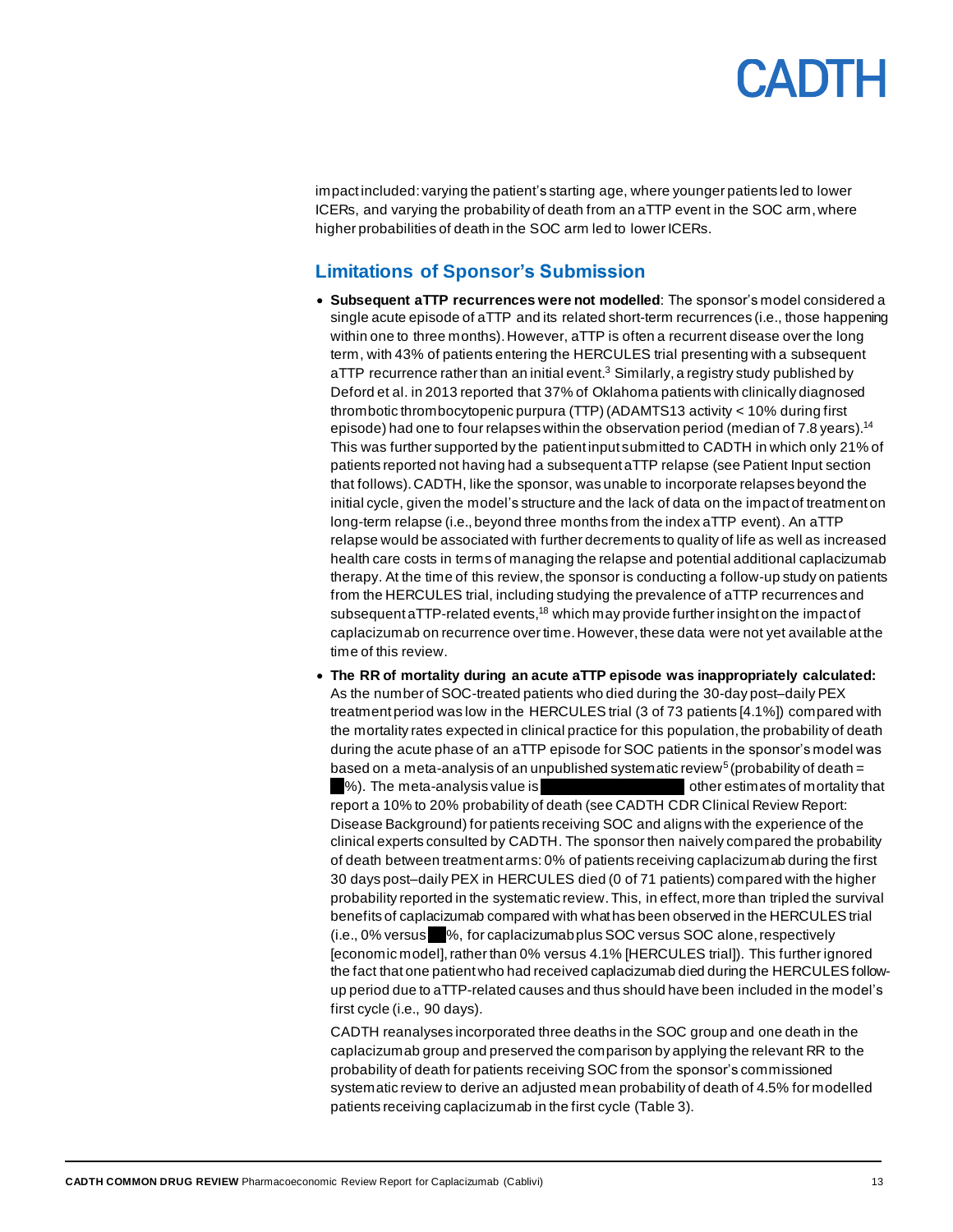impact included: varying the patient's starting age, where younger patients led to lower ICERs, and varying the probability of death from an aTTP event in the SOC arm, where higher probabilities of death in the SOC arm led to lower ICERs.

## Limitations of Sponsor's Submission

- **Subsequent aTTP recurrences were not modelled**: The sponsor's model considered a single acute episode of aTTP and its related short-term recurrences (i.e., those happening within one to three months). However, aTTP is often a recurrent disease over the long term, with 43% of patients entering the HERCULES trial presenting with a subsequent aTTP recurrence rather than an initial event.[3] Similarly, a registry study published by Deford et al. in 2013 reported that 37% of Oklahoma patients with clinically diagnosed thrombotic thrombocytopenic purpura (TTP) (ADAMTS13 activity < 10% during first episode) had one to four relapses within the observation period (median of 7.8 years).[14] This was further supported by the patient input submitted to CADTH in which only 21% of patients reported not having had a subsequent aTTP relapse (see Patient Input section that follows). CADTH, like the sponsor, was unable to incorporate relapses beyond the initial cycle, given the model's structure and the lack of data on the impact of treatment on long-term relapse (i.e., beyond three months from the index aTTP event). An aTTP relapse would be associated with further decrements to quality of life as well as increased health care costs in terms of managing the relapse and potential additional caplacizumab therapy. At the time of this review, the sponsor is conducting a follow-up study on patients from the HERCULES trial, including studying the prevalence of aTTP recurrences and subsequent aTTP-related events,[18] which may provide further insight on the impact of caplacizumab on recurrence over time. However, these data were not yet available at the time of this review.
- **The RR of mortality during an acute aTTP episode was inappropriately calculated:** As the number of SOC-treated patients who died during the 30-day post–daily PEX treatment period was low in the HERCULES trial (3 of 73 patients [4.1%]) compared with the mortality rates expected in clinical practice for this population, the probability of death during the acute phase of an aTTP episode for SOC patients in the sponsor's model was based on a meta-analysis of an unpublished systematic review[5] (probability of death = ██%). The meta-analysis value is ████████████████ other estimates of mortality that report a 10% to 20% probability of death (see CADTH CDR Clinical Review Report: Disease Background) for patients receiving SOC and aligns with the experience of the clinical experts consulted by CADTH. The sponsor then naively compared the probability of death between treatment arms: 0% of patients receiving caplacizumab during the first 30 days post–daily PEX in HERCULES died (0 of 71 patients) compared with the higher probability reported in the systematic review. This, in effect, more than tripled the survival benefits of caplacizumab compared with what has been observed in the HERCULES trial (i.e., 0% versus ██%, for caplacizumab plus SOC versus SOC alone, respectively [economic model], rather than 0% versus 4.1% [HERCULES trial]). This further ignored the fact that one patient who had received caplacizumab died during the HERCULES follow-up period due to aTTP-related causes and thus should have been included in the model's first cycle (i.e., 90 days).

  CADTH reanalyses incorporated three deaths in the SOC group and one death in the caplacizumab group and preserved the comparison by applying the relevant RR to the probability of death for patients receiving SOC from the sponsor's commissioned systematic review to derive an adjusted mean probability of death of 4.5% for modelled patients receiving caplacizumab in the first cycle (Table 3).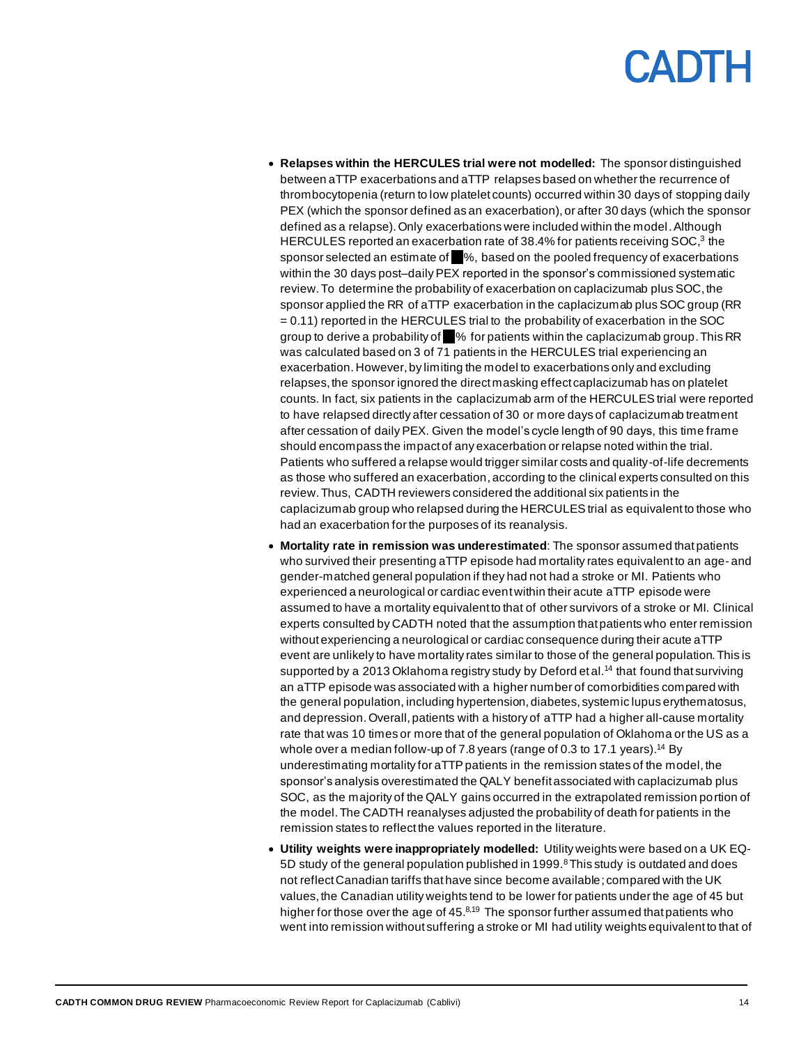- **Relapses within the HERCULES trial were not modelled:** The sponsor distinguished between aTTP exacerbations and aTTP relapses based on whether the recurrence of thrombocytopenia (return to low platelet counts) occurred within 30 days of stopping daily PEX (which the sponsor defined as an exacerbation), or after 30 days (which the sponsor defined as a relapse). Only exacerbations were included within the model. Although HERCULES reported an exacerbation rate of 38.4% for patients receiving SOC,[3] the sponsor selected an estimate of ██%, based on the pooled frequency of exacerbations within the 30 days post–daily PEX reported in the sponsor's commissioned systematic review. To determine the probability of exacerbation on caplacizumab plus SOC, the sponsor applied the RR of aTTP exacerbation in the caplacizumab plus SOC group (RR = 0.11) reported in the HERCULES trial to the probability of exacerbation in the SOC group to derive a probability of ██% for patients within the caplacizumab group. This RR was calculated based on 3 of 71 patients in the HERCULES trial experiencing an exacerbation. However, by limiting the model to exacerbations only and excluding relapses, the sponsor ignored the direct masking effect caplacizumab has on platelet counts. In fact, six patients in the caplacizumab arm of the HERCULES trial were reported to have relapsed directly after cessation of 30 or more days of caplacizumab treatment after cessation of daily PEX. Given the model's cycle length of 90 days, this time frame should encompass the impact of any exacerbation or relapse noted within the trial. Patients who suffered a relapse would trigger similar costs and quality-of-life decrements as those who suffered an exacerbation, according to the clinical experts consulted on this review. Thus, CADTH reviewers considered the additional six patients in the caplacizumab group who relapsed during the HERCULES trial as equivalent to those who had an exacerbation for the purposes of its reanalysis.
- **Mortality rate in remission was underestimated**: The sponsor assumed that patients who survived their presenting aTTP episode had mortality rates equivalent to an age- and gender-matched general population if they had not had a stroke or MI. Patients who experienced a neurological or cardiac event within their acute aTTP episode were assumed to have a mortality equivalent to that of other survivors of a stroke or MI. Clinical experts consulted by CADTH noted that the assumption that patients who enter remission without experiencing a neurological or cardiac consequence during their acute aTTP event are unlikely to have mortality rates similar to those of the general population. This is supported by a 2013 Oklahoma registry study by Deford et al.[14] that found that surviving an aTTP episode was associated with a higher number of comorbidities compared with the general population, including hypertension, diabetes, systemic lupus erythematosus, and depression. Overall, patients with a history of aTTP had a higher all-cause mortality rate that was 10 times or more that of the general population of Oklahoma or the US as a whole over a median follow-up of 7.8 years (range of 0.3 to 17.1 years).[14] By underestimating mortality for aTTP patients in the remission states of the model, the sponsor's analysis overestimated the QALY benefit associated with caplacizumab plus SOC, as the majority of the QALY gains occurred in the extrapolated remission portion of the model. The CADTH reanalyses adjusted the probability of death for patients in the remission states to reflect the values reported in the literature.
- **Utility weights were inappropriately modelled:** Utility weights were based on a UK EQ-5D study of the general population published in 1999.[8] This study is outdated and does not reflect Canadian tariffs that have since become available; compared with the UK values, the Canadian utility weights tend to be lower for patients under the age of 45 but higher for those over the age of 45.[8,19] The sponsor further assumed that patients who went into remission without suffering a stroke or MI had utility weights equivalent to that of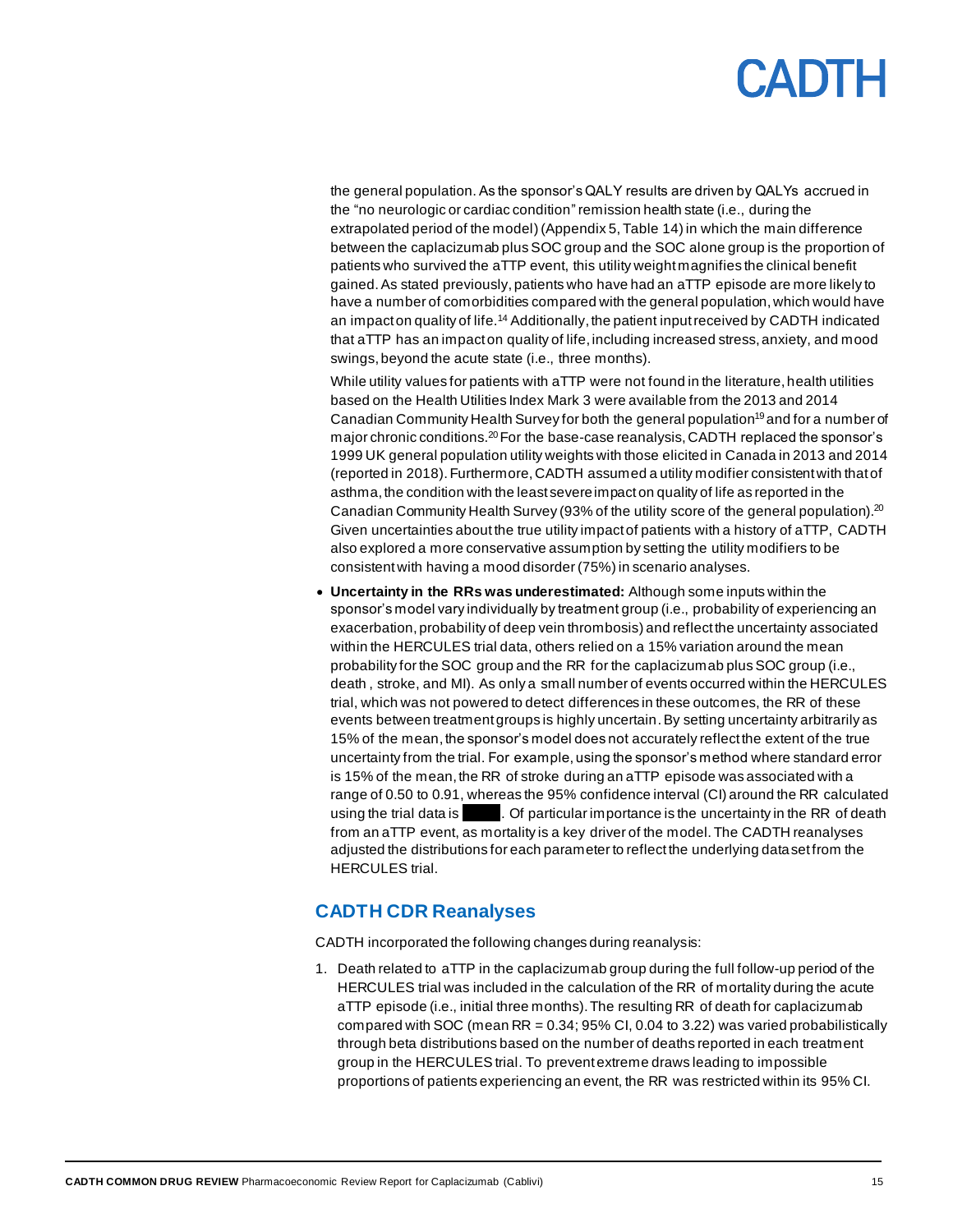the general population. As the sponsor's QALY results are driven by QALYs accrued in the "no neurologic or cardiac condition" remission health state (i.e., during the extrapolated period of the model) (Appendix 5, Table 14) in which the main difference between the caplacizumab plus SOC group and the SOC alone group is the proportion of patients who survived the aTTP event, this utility weight magnifies the clinical benefit gained. As stated previously, patients who have had an aTTP episode are more likely to have a number of comorbidities compared with the general population, which would have an impact on quality of life.[14] Additionally, the patient input received by CADTH indicated that aTTP has an impact on quality of life, including increased stress, anxiety, and mood swings, beyond the acute state (i.e., three months).

While utility values for patients with aTTP were not found in the literature, health utilities based on the Health Utilities Index Mark 3 were available from the 2013 and 2014 Canadian Community Health Survey for both the general population[19] and for a number of major chronic conditions.[20] For the base-case reanalysis, CADTH replaced the sponsor's 1999 UK general population utility weights with those elicited in Canada in 2013 and 2014 (reported in 2018). Furthermore, CADTH assumed a utility modifier consistent with that of asthma, the condition with the least severe impact on quality of life as reported in the Canadian Community Health Survey (93% of the utility score of the general population).[20] Given uncertainties about the true utility impact of patients with a history of aTTP, CADTH also explored a more conservative assumption by setting the utility modifiers to be consistent with having a mood disorder (75%) in scenario analyses.

- **Uncertainty in the RRs was underestimated:** Although some inputs within the sponsor's model vary individually by treatment group (i.e., probability of experiencing an exacerbation, probability of deep vein thrombosis) and reflect the uncertainty associated within the HERCULES trial data, others relied on a 15% variation around the mean probability for the SOC group and the RR for the caplacizumab plus SOC group (i.e., death , stroke, and MI). As only a small number of events occurred within the HERCULES trial, which was not powered to detect differences in these outcomes, the RR of these events between treatment groups is highly uncertain. By setting uncertainty arbitrarily as 15% of the mean, the sponsor's model does not accurately reflect the extent of the true uncertainty from the trial. For example, using the sponsor's method where standard error is 15% of the mean, the RR of stroke during an aTTP episode was associated with a range of 0.50 to 0.91, whereas the 95% confidence interval (CI) around the RR calculated using the trial data is ████. Of particular importance is the uncertainty in the RR of death from an aTTP event, as mortality is a key driver of the model. The CADTH reanalyses adjusted the distributions for each parameter to reflect the underlying data set from the HERCULES trial.

## CADTH CDR Reanalyses

CADTH incorporated the following changes during reanalysis:

1. Death related to aTTP in the caplacizumab group during the full follow-up period of the HERCULES trial was included in the calculation of the RR of mortality during the acute aTTP episode (i.e., initial three months). The resulting RR of death for caplacizumab compared with SOC (mean RR = 0.34; 95% CI, 0.04 to 3.22) was varied probabilistically through beta distributions based on the number of deaths reported in each treatment group in the HERCULES trial. To prevent extreme draws leading to impossible proportions of patients experiencing an event, the RR was restricted within its 95% CI.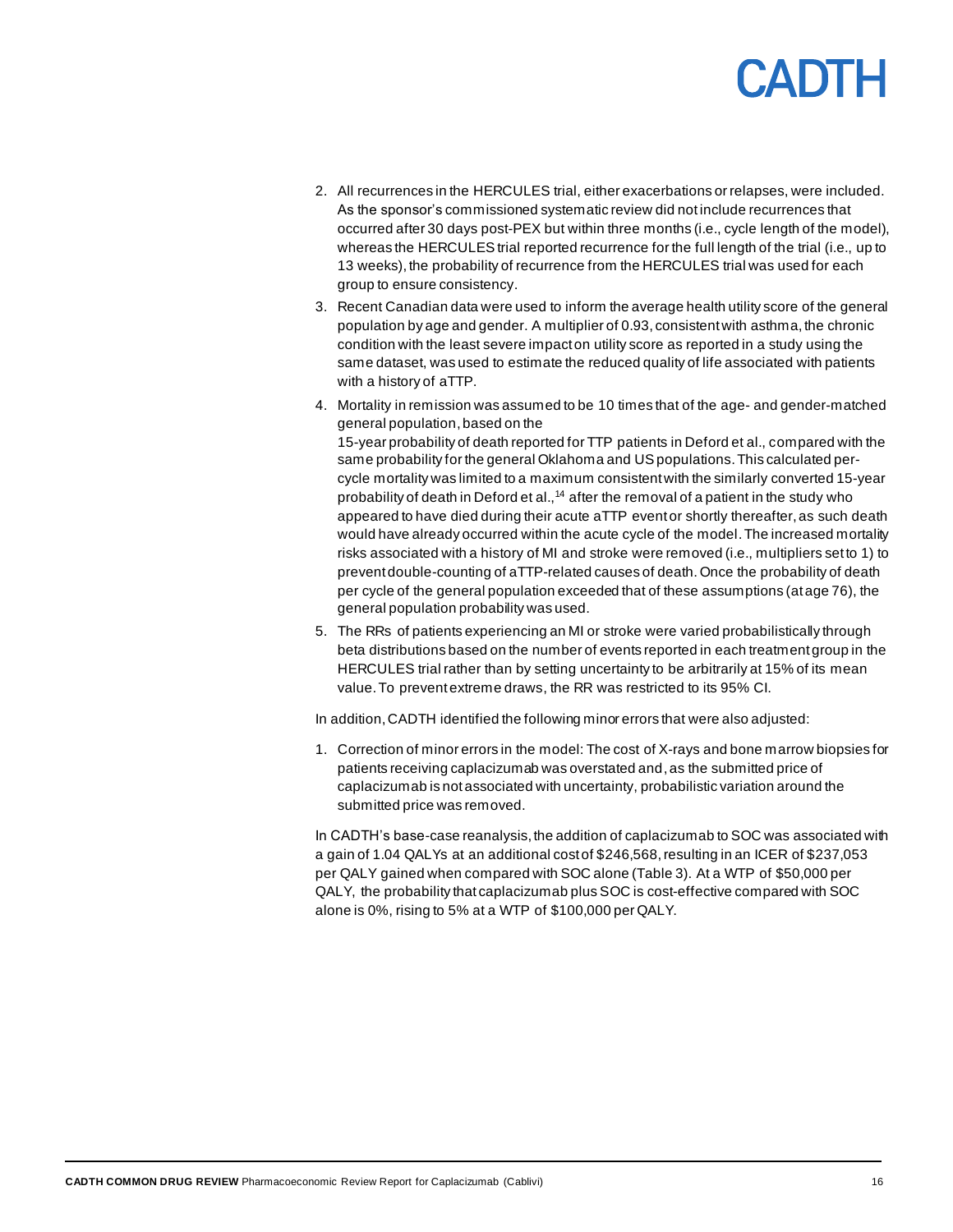2. All recurrences in the HERCULES trial, either exacerbations or relapses, were included. As the sponsor's commissioned systematic review did not include recurrences that occurred after 30 days post-PEX but within three months (i.e., cycle length of the model), whereas the HERCULES trial reported recurrence for the full length of the trial (i.e., up to 13 weeks), the probability of recurrence from the HERCULES trial was used for each group to ensure consistency.
3. Recent Canadian data were used to inform the average health utility score of the general population by age and gender. A multiplier of 0.93, consistent with asthma, the chronic condition with the least severe impact on utility score as reported in a study using the same dataset, was used to estimate the reduced quality of life associated with patients with a history of aTTP.
4. Mortality in remission was assumed to be 10 times that of the age- and gender-matched general population, based on the 15-year probability of death reported for TTP patients in Deford et al., compared with the same probability for the general Oklahoma and US populations. This calculated per-cycle mortality was limited to a maximum consistent with the similarly converted 15-year probability of death in Deford et al.,[14] after the removal of a patient in the study who appeared to have died during their acute aTTP event or shortly thereafter, as such death would have already occurred within the acute cycle of the model. The increased mortality risks associated with a history of MI and stroke were removed (i.e., multipliers set to 1) to prevent double-counting of aTTP-related causes of death. Once the probability of death per cycle of the general population exceeded that of these assumptions (at age 76), the general population probability was used.
5. The RRs of patients experiencing an MI or stroke were varied probabilistically through beta distributions based on the number of events reported in each treatment group in the HERCULES trial rather than by setting uncertainty to be arbitrarily at 15% of its mean value. To prevent extreme draws, the RR was restricted to its 95% CI.

In addition, CADTH identified the following minor errors that were also adjusted:

1. Correction of minor errors in the model: The cost of X-rays and bone marrow biopsies for patients receiving caplacizumab was overstated and, as the submitted price of caplacizumab is not associated with uncertainty, probabilistic variation around the submitted price was removed.

In CADTH's base-case reanalysis, the addition of caplacizumab to SOC was associated with a gain of 1.04 QALYs at an additional cost of $246,568, resulting in an ICER of $237,053 per QALY gained when compared with SOC alone (Table 3). At a WTP of $50,000 per QALY, the probability that caplacizumab plus SOC is cost-effective compared with SOC alone is 0%, rising to 5% at a WTP of $100,000 per QALY.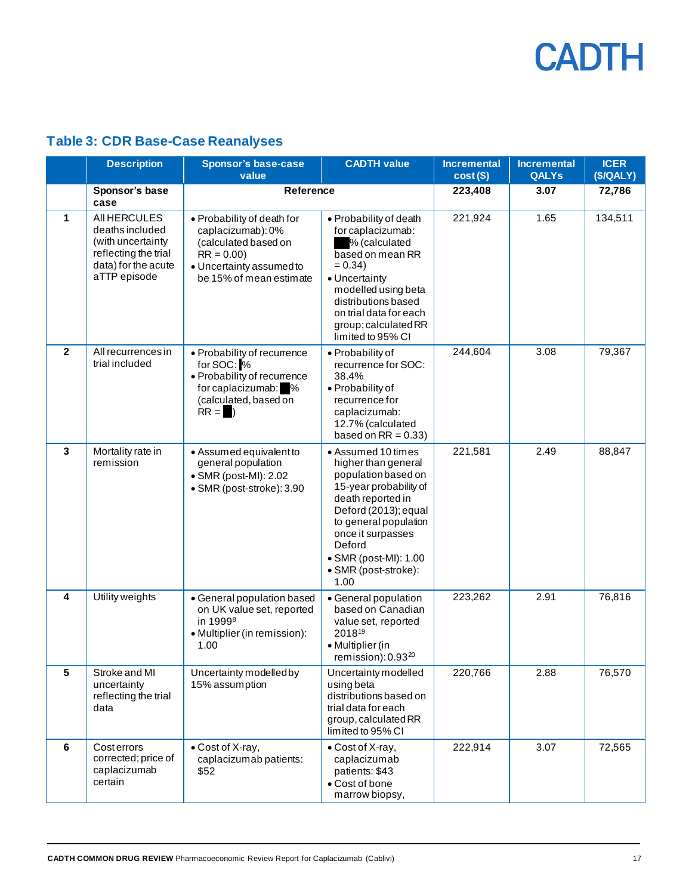## Table 3: CDR Base-Case Reanalyses

|  | Description | Sponsor's base-case value | CADTH value | Incremental cost ($) | Incremental QALYs | ICER ($/QALY) |
|---|---|---|---|---|---|---|
|  | **Sponsor's base case** | **Reference** |  | **223,408** | **3.07** | **72,786** |
| 1 | All HERCULES deaths included (with uncertainty reflecting the trial data) for the acute aTTP episode | • Probability of death for caplacizumab): 0% (calculated based on RR = 0.00)<br>• Uncertainty assumed to be 15% of mean estimate | • Probability of death for caplacizumab: ███% (calculated based on mean RR = 0.34)<br>• Uncertainty modelled using beta distributions based on trial data for each group; calculated RR limited to 95% CI | 221,924 | 1.65 | 134,511 |
| 2 | All recurrences in trial included | • Probability of recurrence for SOC: █%<br>• Probability of recurrence for caplacizumab: ██% (calculated, based on RR = ██) | • Probability of recurrence for SOC: 38.4%<br>• Probability of recurrence for caplacizumab: 12.7% (calculated based on RR = 0.33) | 244,604 | 3.08 | 79,367 |
| 3 | Mortality rate in remission | • Assumed equivalent to general population<br>• SMR (post-MI): 2.02<br>• SMR (post-stroke): 3.90 | • Assumed 10 times higher than general population based on 15-year probability of death reported in Deford (2013); equal to general population once it surpasses Deford<br>• SMR (post-MI): 1.00<br>• SMR (post-stroke): 1.00 | 221,581 | 2.49 | 88,847 |
| 4 | Utility weights | • General population based on UK value set, reported in 1999[8]<br>• Multiplier (in remission): 1.00 | • General population based on Canadian value set, reported 2018[19]<br>• Multiplier (in remission): 0.93[20] | 223,262 | 2.91 | 76,816 |
| 5 | Stroke and MI uncertainty reflecting the trial data | Uncertainty modelled by 15% assumption | Uncertainty modelled using beta distributions based on trial data for each group, calculated RR limited to 95% CI | 220,766 | 2.88 | 76,570 |
| 6 | Cost errors corrected; price of caplacizumab certain | • Cost of X-ray, caplacizumab patients: $52 | • Cost of X-ray, caplacizumab patients: $43<br>• Cost of bone marrow biopsy, | 222,914 | 3.07 | 72,565 |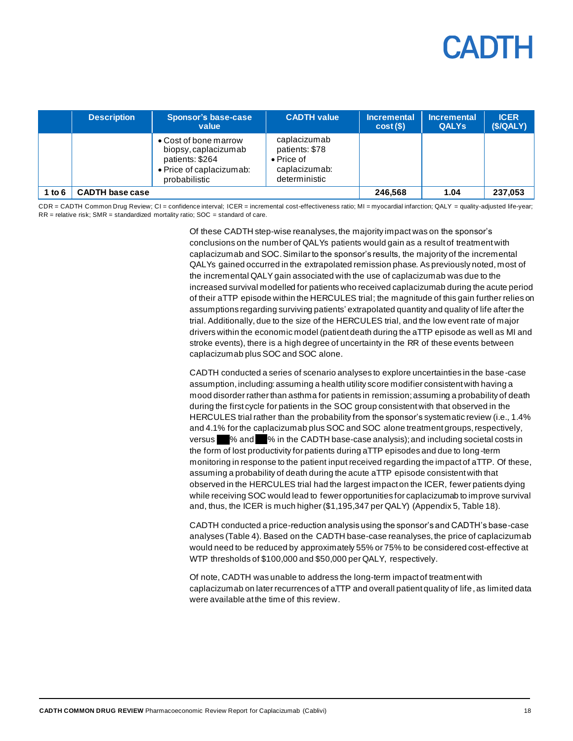|  | Description | Sponsor's base-case value | CADTH value | Incremental cost ($) | Incremental QALYs | ICER ($/QALY) |
|---|---|---|---|---|---|---|
|  |  | • Cost of bone marrow biopsy, caplacizumab patients: $264<br>• Price of caplacizumab: probabilistic | caplacizumab patients: $78<br>• Price of caplacizumab: deterministic |  |  |  |
| **1 to 6** | **CADTH base case** |  |  | **246,568** | **1.04** | **237,053** |

CDR = CADTH Common Drug Review; CI = confidence interval; ICER = incremental cost-effectiveness ratio; MI = myocardial infarction; QALY = quality-adjusted life-year; RR = relative risk; SMR = standardized mortality ratio; SOC = standard of care.

Of these CADTH step-wise reanalyses, the majority impact was on the sponsor's conclusions on the number of QALYs patients would gain as a result of treatment with caplacizumab and SOC. Similar to the sponsor's results, the majority of the incremental QALYs gained occurred in the extrapolated remission phase. As previously noted, most of the incremental QALY gain associated with the use of caplacizumab was due to the increased survival modelled for patients who received caplacizumab during the acute period of their aTTP episode within the HERCULES trial; the magnitude of this gain further relies on assumptions regarding surviving patients' extrapolated quantity and quality of life after the trial. Additionally, due to the size of the HERCULES trial, and the low event rate of major drivers within the economic model (patient death during the aTTP episode as well as MI and stroke events), there is a high degree of uncertainty in the RR of these events between caplacizumab plus SOC and SOC alone.

CADTH conducted a series of scenario analyses to explore uncertainties in the base-case assumption, including: assuming a health utility score modifier consistent with having a mood disorder rather than asthma for patients in remission; assuming a probability of death during the first cycle for patients in the SOC group consistent with that observed in the HERCULES trial rather than the probability from the sponsor's systematic review (i.e., 1.4% and 4.1% for the caplacizumab plus SOC and SOC alone treatment groups, respectively, versus ███% and ███% in the CADTH base-case analysis); and including societal costs in the form of lost productivity for patients during aTTP episodes and due to long-term monitoring in response to the patient input received regarding the impact of aTTP. Of these, assuming a probability of death during the acute aTTP episode consistent with that observed in the HERCULES trial had the largest impact on the ICER, fewer patients dying while receiving SOC would lead to fewer opportunities for caplacizumab to improve survival and, thus, the ICER is much higher ($1,195,347 per QALY) (Appendix 5, Table 18).

CADTH conducted a price-reduction analysis using the sponsor's and CADTH's base-case analyses (Table 4). Based on the CADTH base-case reanalyses, the price of caplacizumab would need to be reduced by approximately 55% or 75% to be considered cost-effective at WTP thresholds of $100,000 and $50,000 per QALY, respectively.

Of note, CADTH was unable to address the long-term impact of treatment with caplacizumab on later recurrences of aTTP and overall patient quality of life, as limited data were available at the time of this review.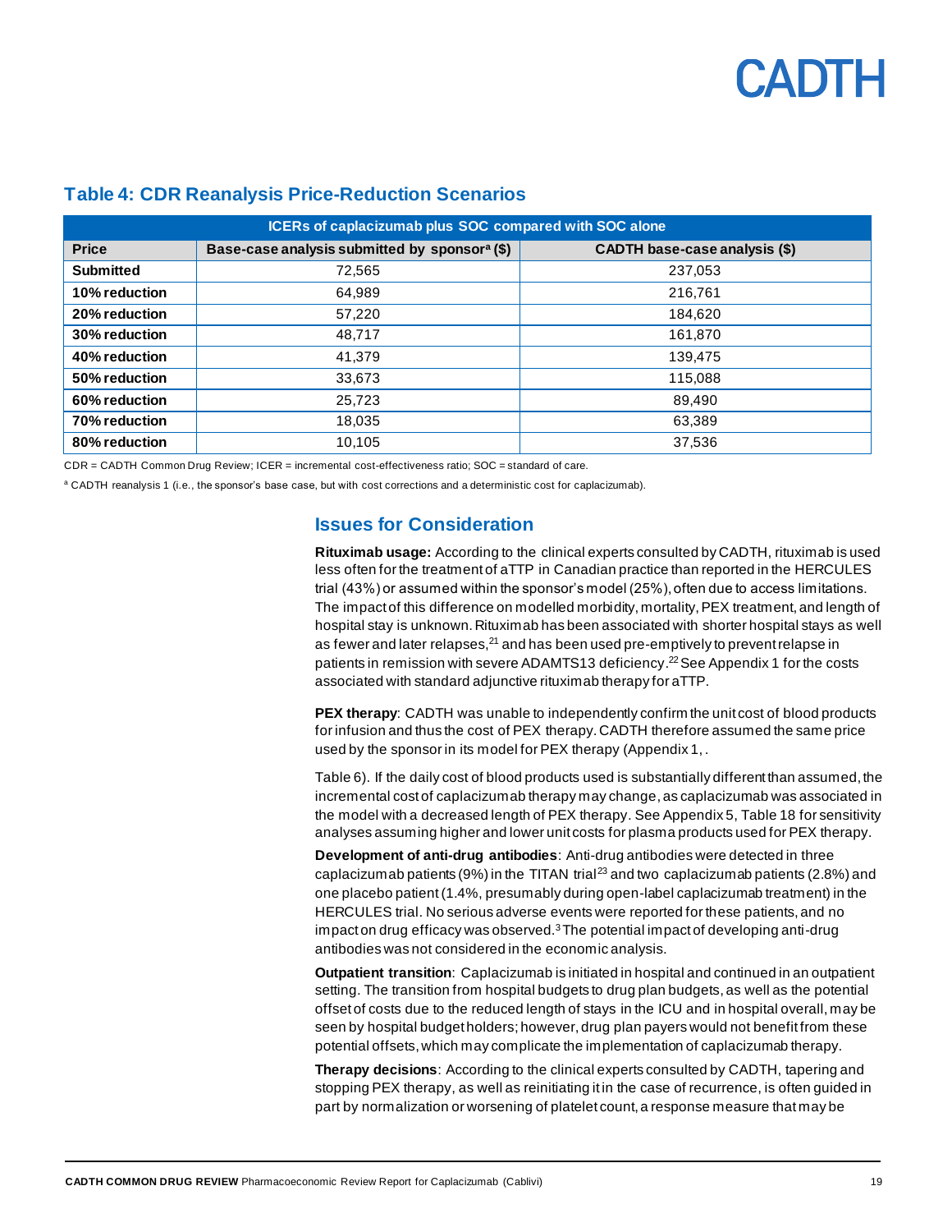### Table 4: CDR Reanalysis Price-Reduction Scenarios

| ICERs of caplacizumab plus SOC compared with SOC alone | | |
|---|---|---|
| **Price** | **Base-case analysis submitted by sponsor[a] ($)** | **CADTH base-case analysis ($)** |
| **Submitted** | 72,565 | 237,053 |
| **10% reduction** | 64,989 | 216,761 |
| **20% reduction** | 57,220 | 184,620 |
| **30% reduction** | 48,717 | 161,870 |
| **40% reduction** | 41,379 | 139,475 |
| **50% reduction** | 33,673 | 115,088 |
| **60% reduction** | 25,723 | 89,490 |
| **70% reduction** | 18,035 | 63,389 |
| **80% reduction** | 10,105 | 37,536 |

CDR = CADTH Common Drug Review; ICER = incremental cost-effectiveness ratio; SOC = standard of care.

[a] CADTH reanalysis 1 (i.e., the sponsor's base case, but with cost corrections and a deterministic cost for caplacizumab).

## Issues for Consideration

**Rituximab usage:** According to the clinical experts consulted by CADTH, rituximab is used less often for the treatment of aTTP in Canadian practice than reported in the HERCULES trial (43%) or assumed within the sponsor's model (25%), often due to access limitations. The impact of this difference on modelled morbidity, mortality, PEX treatment, and length of hospital stay is unknown. Rituximab has been associated with shorter hospital stays as well as fewer and later relapses,[21] and has been used pre-emptively to prevent relapse in patients in remission with severe ADAMTS13 deficiency.[22] See Appendix 1 for the costs associated with standard adjunctive rituximab therapy for aTTP.

**PEX therapy**: CADTH was unable to independently confirm the unit cost of blood products for infusion and thus the cost of PEX therapy. CADTH therefore assumed the same price used by the sponsor in its model for PEX therapy (Appendix 1, .

Table 6). If the daily cost of blood products used is substantially different than assumed, the incremental cost of caplacizumab therapy may change, as caplacizumab was associated in the model with a decreased length of PEX therapy. See Appendix 5, Table 18 for sensitivity analyses assuming higher and lower unit costs for plasma products used for PEX therapy.

**Development of anti-drug antibodies**: Anti-drug antibodies were detected in three caplacizumab patients (9%) in the TITAN trial[23] and two caplacizumab patients (2.8%) and one placebo patient (1.4%, presumably during open-label caplacizumab treatment) in the HERCULES trial. No serious adverse events were reported for these patients, and no impact on drug efficacy was observed.[3] The potential impact of developing anti-drug antibodies was not considered in the economic analysis.

**Outpatient transition**: Caplacizumab is initiated in hospital and continued in an outpatient setting. The transition from hospital budgets to drug plan budgets, as well as the potential offset of costs due to the reduced length of stays in the ICU and in hospital overall, may be seen by hospital budget holders; however, drug plan payers would not benefit from these potential offsets, which may complicate the implementation of caplacizumab therapy.

**Therapy decisions**: According to the clinical experts consulted by CADTH, tapering and stopping PEX therapy, as well as reinitiating it in the case of recurrence, is often guided in part by normalization or worsening of platelet count, a response measure that may be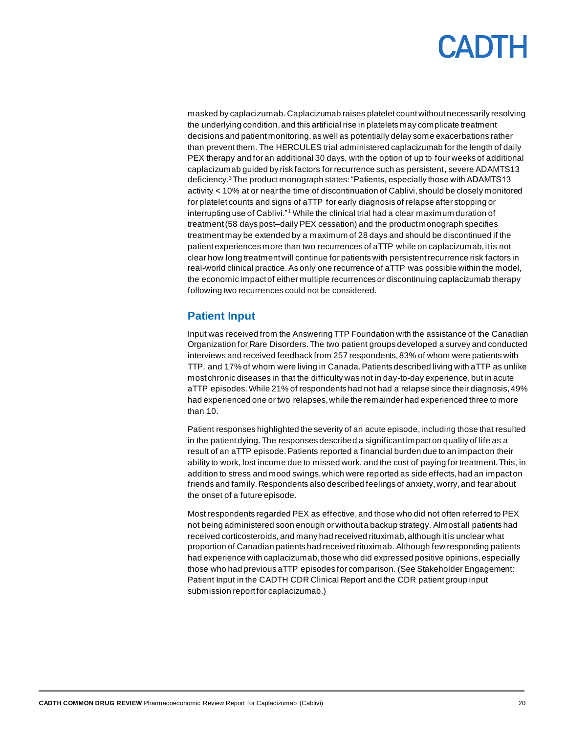masked by caplacizumab. Caplacizumab raises platelet count without necessarily resolving the underlying condition, and this artificial rise in platelets may complicate treatment decisions and patient monitoring, as well as potentially delay some exacerbations rather than prevent them. The HERCULES trial administered caplacizumab for the length of daily PEX therapy and for an additional 30 days, with the option of up to four weeks of additional caplacizumab guided by risk factors for recurrence such as persistent, severe ADAMTS13 deficiency.[3] The product monograph states: "Patients, especially those with ADAMTS13 activity < 10% at or near the time of discontinuation of Cablivi, should be closely monitored for platelet counts and signs of aTTP for early diagnosis of relapse after stopping or interrupting use of Cablivi."[1] While the clinical trial had a clear maximum duration of treatment (58 days post–daily PEX cessation) and the product monograph specifies treatment may be extended by a maximum of 28 days and should be discontinued if the patient experiences more than two recurrences of aTTP while on caplacizumab, it is not clear how long treatment will continue for patients with persistent recurrence risk factors in real-world clinical practice. As only one recurrence of aTTP was possible within the model, the economic impact of either multiple recurrences or discontinuing caplacizumab therapy following two recurrences could not be considered.

## Patient Input

Input was received from the Answering TTP Foundation with the assistance of the Canadian Organization for Rare Disorders. The two patient groups developed a survey and conducted interviews and received feedback from 257 respondents, 83% of whom were patients with TTP, and 17% of whom were living in Canada. Patients described living with aTTP as unlike most chronic diseases in that the difficulty was not in day-to-day experience, but in acute aTTP episodes. While 21% of respondents had not had a relapse since their diagnosis, 49% had experienced one or two relapses, while the remainder had experienced three to more than 10.

Patient responses highlighted the severity of an acute episode, including those that resulted in the patient dying. The responses described a significant impact on quality of life as a result of an aTTP episode. Patients reported a financial burden due to an impact on their ability to work, lost income due to missed work, and the cost of paying for treatment. This, in addition to stress and mood swings, which were reported as side effects, had an impact on friends and family. Respondents also described feelings of anxiety, worry, and fear about the onset of a future episode.

Most respondents regarded PEX as effective, and those who did not often referred to PEX not being administered soon enough or without a backup strategy. Almost all patients had received corticosteroids, and many had received rituximab, although it is unclear what proportion of Canadian patients had received rituximab. Although few responding patients had experience with caplacizumab, those who did expressed positive opinions, especially those who had previous aTTP episodes for comparison. (See Stakeholder Engagement: Patient Input in the CADTH CDR Clinical Report and the CDR patient group input submission report for caplacizumab.)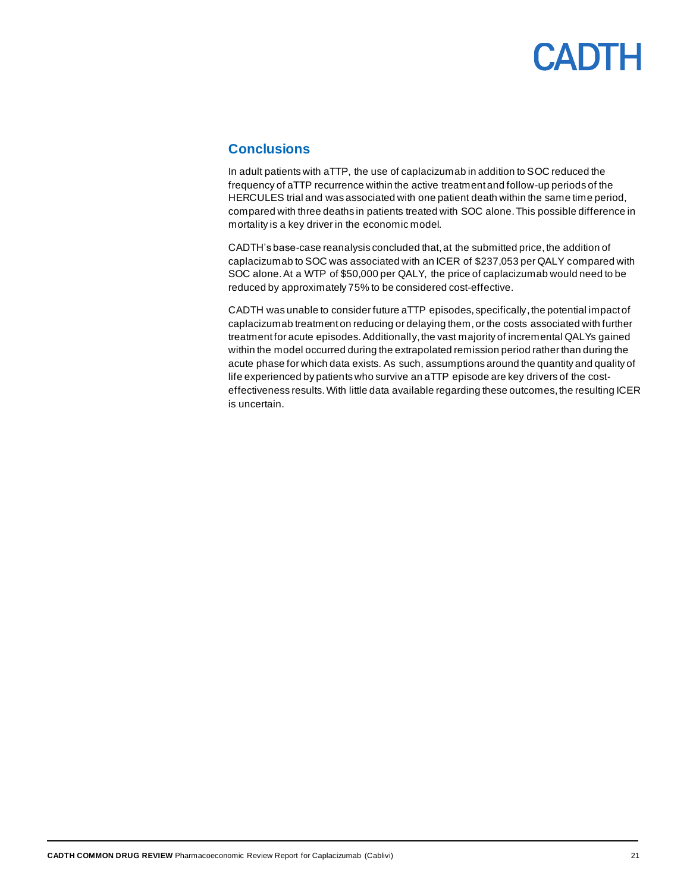## Conclusions

In adult patients with aTTP, the use of caplacizumab in addition to SOC reduced the frequency of aTTP recurrence within the active treatment and follow-up periods of the HERCULES trial and was associated with one patient death within the same time period, compared with three deaths in patients treated with SOC alone. This possible difference in mortality is a key driver in the economic model.

CADTH's base-case reanalysis concluded that, at the submitted price, the addition of caplacizumab to SOC was associated with an ICER of $237,053 per QALY compared with SOC alone. At a WTP of $50,000 per QALY, the price of caplacizumab would need to be reduced by approximately 75% to be considered cost-effective.

CADTH was unable to consider future aTTP episodes, specifically, the potential impact of caplacizumab treatment on reducing or delaying them, or the costs associated with further treatment for acute episodes. Additionally, the vast majority of incremental QALYs gained within the model occurred during the extrapolated remission period rather than during the acute phase for which data exists. As such, assumptions around the quantity and quality of life experienced by patients who survive an aTTP episode are key drivers of the cost-effectiveness results. With little data available regarding these outcomes, the resulting ICER is uncertain.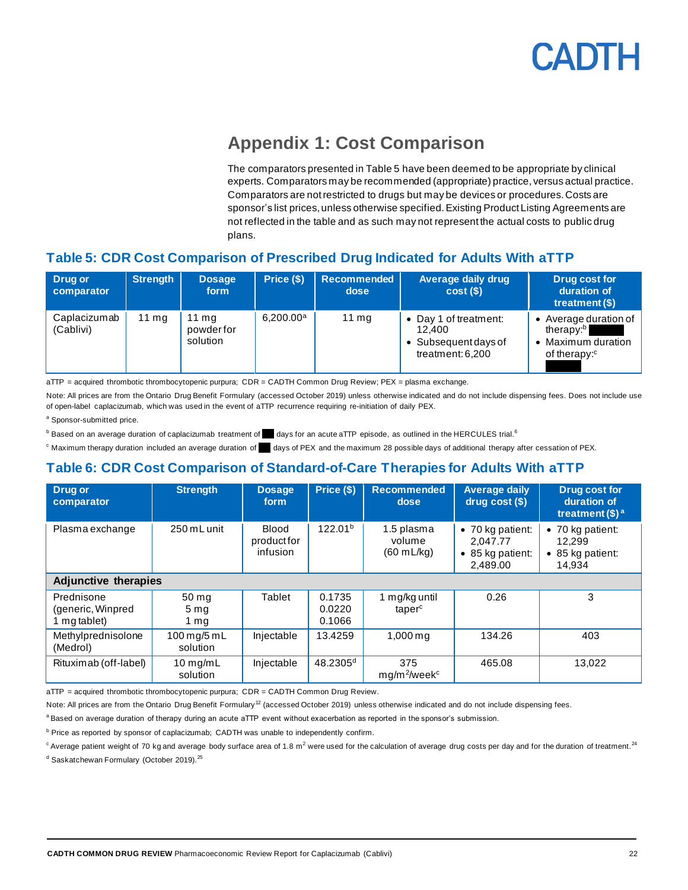## Appendix 1: Cost Comparison

The comparators presented in Table 5 have been deemed to be appropriate by clinical experts. Comparators may be recommended (appropriate) practice, versus actual practice. Comparators are not restricted to drugs but may be devices or procedures. Costs are sponsor's list prices, unless otherwise specified. Existing Product Listing Agreements are not reflected in the table and as such may not represent the actual costs to public drug plans.

### Table 5: CDR Cost Comparison of Prescribed Drug Indicated for Adults With aTTP

| Drug or comparator | Strength | Dosage form | Price ($) | Recommended dose | Average daily drug cost ($) | Drug cost for duration of treatment ($) |
|---|---|---|---|---|---|---|
| Caplacizumab (Cablivi) | 11 mg | 11 mg powder for solution | 6,200.00[a] | 11 mg | • Day 1 of treatment: 12,400<br>• Subsequent days of treatment: 6,200 | • Average duration of therapy:[b] ████<br>• Maximum duration of therapy:[c] ████ |

aTTP = acquired thrombotic thrombocytopenic purpura; CDR = CADTH Common Drug Review; PEX = plasma exchange.

Note: All prices are from the Ontario Drug Benefit Formulary (accessed October 2019) unless otherwise indicated and do not include dispensing fees. Does not include use of open-label caplacizumab, which was used in the event of aTTP recurrence requiring re-initiation of daily PEX.

[a] Sponsor-submitted price.

[b] Based on an average duration of caplacizumab treatment of ██ days for an acute aTTP episode, as outlined in the HERCULES trial.[6]

[c] Maximum therapy duration included an average duration of ██ days of PEX and the maximum 28 possible days of additional therapy after cessation of PEX.

### Table 6: CDR Cost Comparison of Standard-of-Care Therapies for Adults With aTTP

| Drug or comparator | Strength | Dosage form | Price ($) | Recommended dose | Average daily drug cost ($) | Drug cost for duration of treatment ($)[a] |
|---|---|---|---|---|---|---|
| Plasma exchange | 250 mL unit | Blood product for infusion | 122.01[b] | 1.5 plasma volume (60 mL/kg) | • 70 kg patient: 2,047.77<br>• 85 kg patient: 2,489.00 | • 70 kg patient: 12,299<br>• 85 kg patient: 14,934 |
| **Adjunctive therapies** | | | | | | |
| Prednisone (generic, Winpred 1 mg tablet) | 50 mg<br>5 mg<br>1 mg | Tablet | 0.1735<br>0.0220<br>0.1066 | 1 mg/kg until taper[c] | 0.26 | 3 |
| Methylprednisolone (Medrol) | 100 mg/5 mL solution | Injectable | 13.4259 | 1,000 mg | 134.26 | 403 |
| Rituximab (off-label) | 10 mg/mL solution | Injectable | 48.2305[d] | 375 $mg/m^2$/week[c] | 465.08 | 13,022 |

aTTP = acquired thrombotic thrombocytopenic purpura; CDR = CADTH Common Drug Review.

Note: All prices are from the Ontario Drug Benefit Formulary[12] (accessed October 2019) unless otherwise indicated and do not include dispensing fees.

[a] Based on average duration of therapy during an acute aTTP event without exacerbation as reported in the sponsor's submission.

[b] Price as reported by sponsor of caplacizumab; CADTH was unable to independently confirm.

[c] Average patient weight of 70 kg and average body surface area of 1.8 $m^2$ were used for the calculation of average drug costs per day and for the duration of treatment.[24]

[d] Saskatchewan Formulary (October 2019).[25]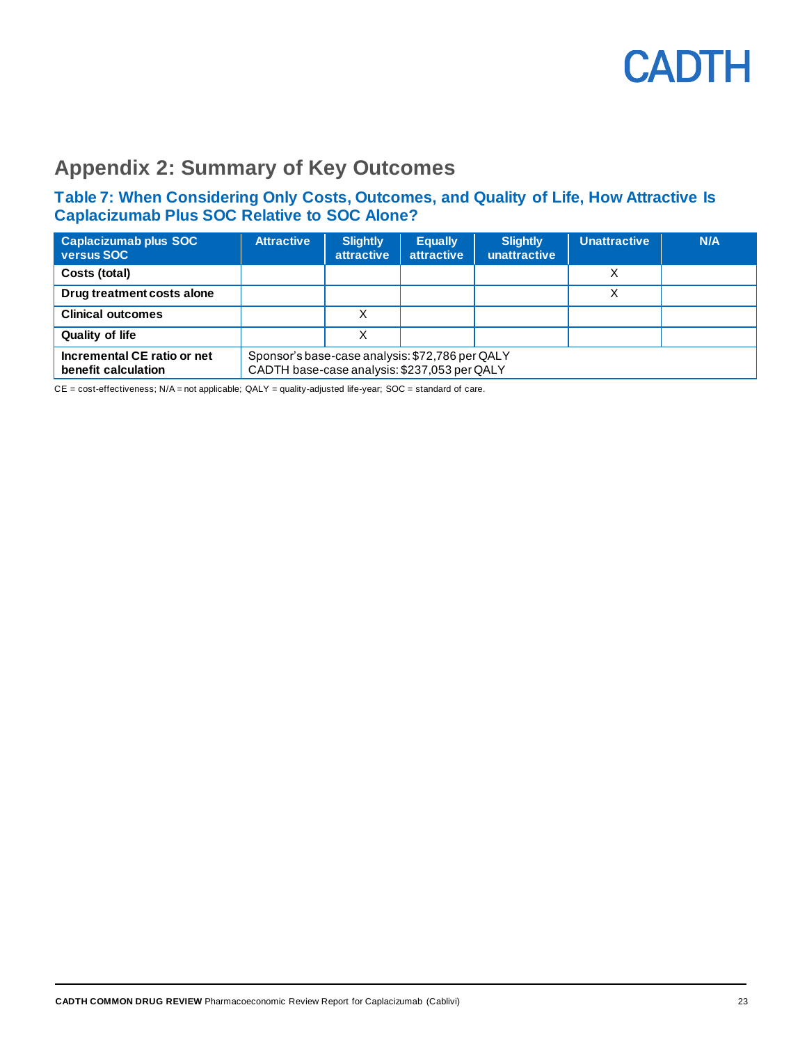## Appendix 2: Summary of Key Outcomes

### Table 7: When Considering Only Costs, Outcomes, and Quality of Life, How Attractive Is Caplacizumab Plus SOC Relative to SOC Alone?

| Caplacizumab plus SOC versus SOC | Attractive | Slightly attractive | Equally attractive | Slightly unattractive | Unattractive | N/A |
|---|---|---|---|---|---|---|
| **Costs (total)** | | | | | X | |
| **Drug treatment costs alone** | | | | | X | |
| **Clinical outcomes** | | X | | | | |
| **Quality of life** | | X | | | | |
| **Incremental CE ratio or net benefit calculation** | Sponsor's base-case analysis: $72,786 per QALY<br>CADTH base-case analysis: $237,053 per QALY | | | | | |

CE = cost-effectiveness; N/A = not applicable; QALY = quality-adjusted life-year; SOC = standard of care.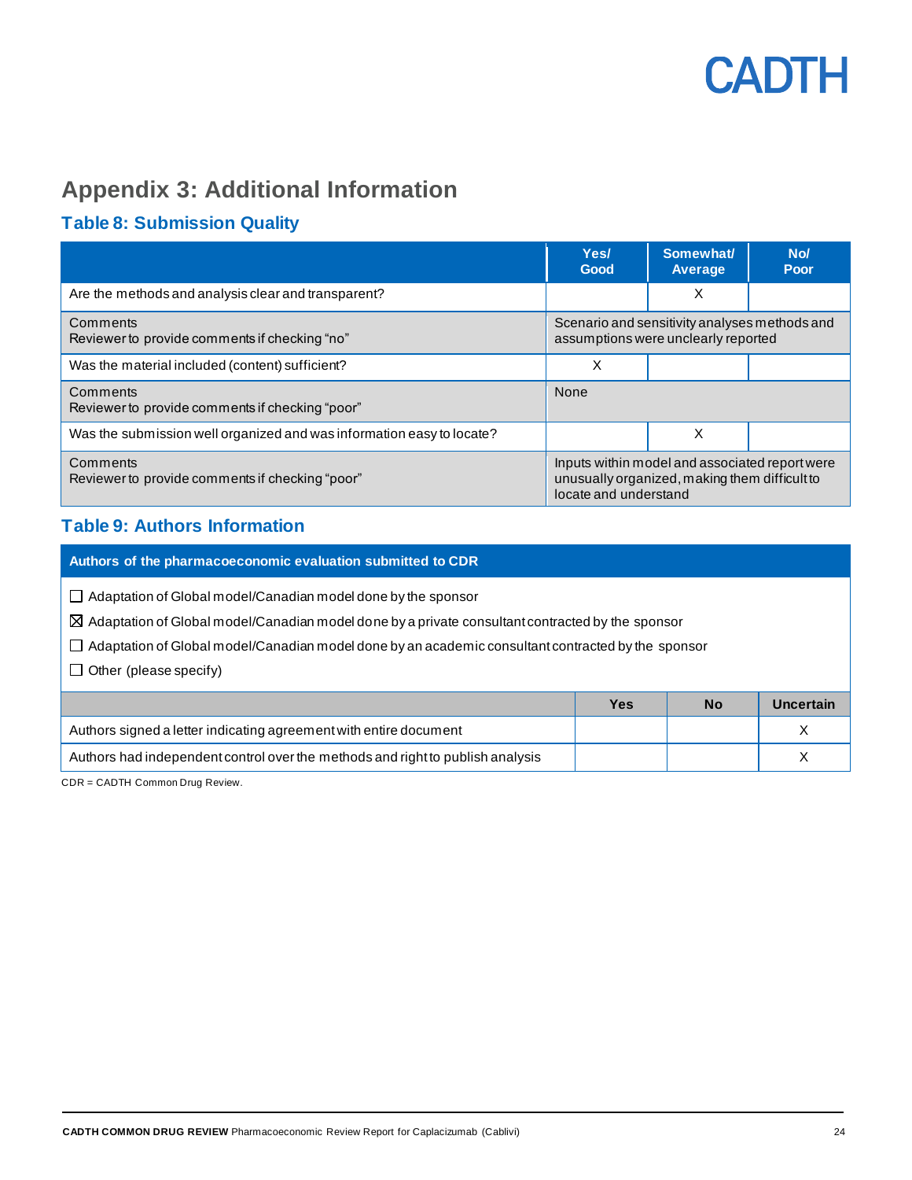## Appendix 3: Additional Information

### Table 8: Submission Quality

| | Yes/ Good | Somewhat/ Average | No/ Poor |
|---|---|---|---|
| Are the methods and analysis clear and transparent? | | X | |
| Comments<br>Reviewer to provide comments if checking "no" | Scenario and sensitivity analyses methods and assumptions were unclearly reported | | |
| Was the material included (content) sufficient? | X | | |
| Comments<br>Reviewer to provide comments if checking "poor" | None | | |
| Was the submission well organized and was information easy to locate? | | X | |
| Comments<br>Reviewer to provide comments if checking "poor" | Inputs within model and associated report were unusually organized, making them difficult to locate and understand | | |

### Table 9: Authors Information

**Authors of the pharmacoeconomic evaluation submitted to CDR**

- ☐ Adaptation of Global model/Canadian model done by the sponsor
- ☒ Adaptation of Global model/Canadian model done by a private consultant contracted by the sponsor
- ☐ Adaptation of Global model/Canadian model done by an academic consultant contracted by the sponsor
- ☐ Other (please specify)

| | Yes | No | Uncertain |
|---|---|---|---|
| Authors signed a letter indicating agreement with entire document | | | X |
| Authors had independent control over the methods and right to publish analysis | | | X |

CDR = CADTH Common Drug Review.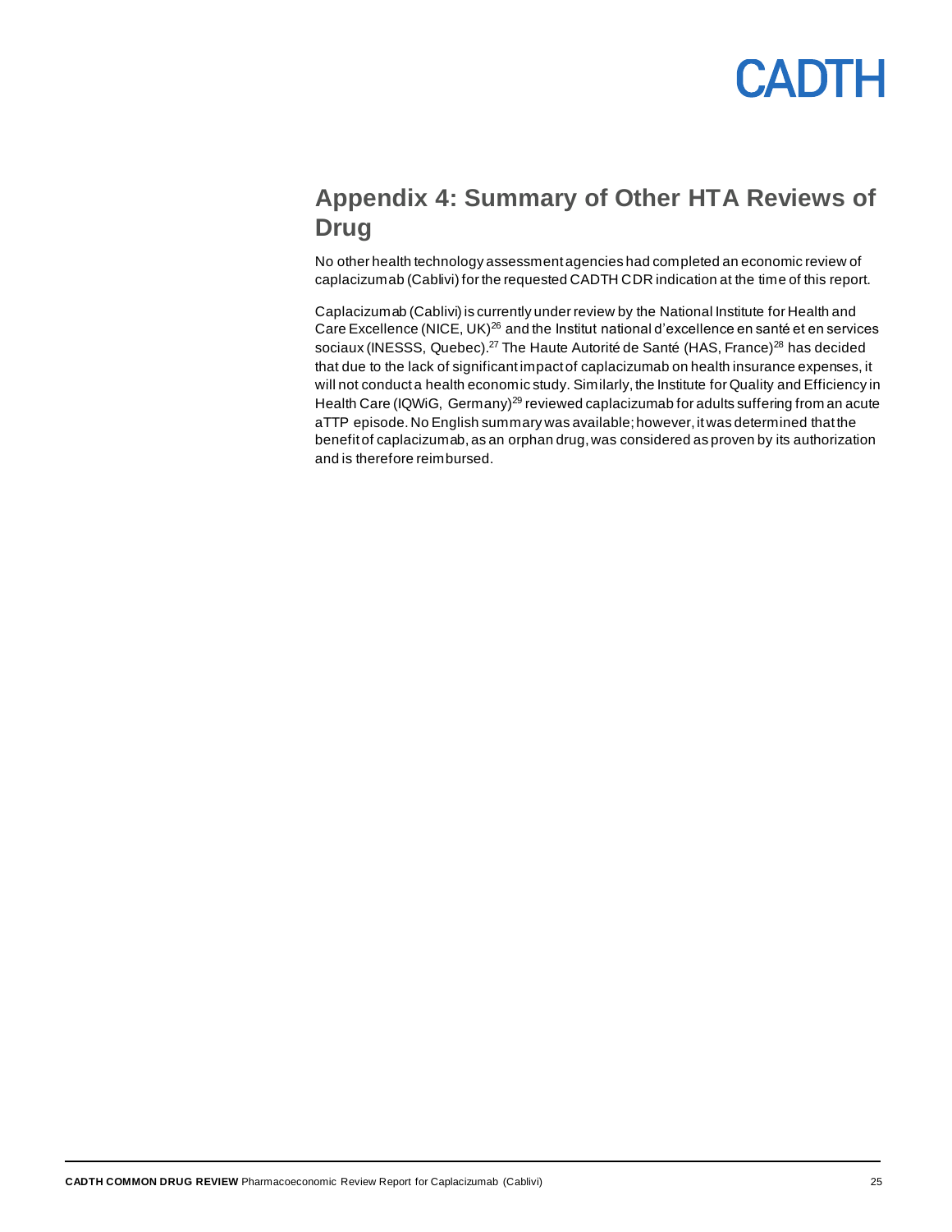## Appendix 4: Summary of Other HTA Reviews of Drug

No other health technology assessment agencies had completed an economic review of caplacizumab (Cablivi) for the requested CADTH CDR indication at the time of this report.

Caplacizumab (Cablivi) is currently under review by the National Institute for Health and Care Excellence (NICE, UK)[26] and the Institut national d'excellence en santé et en services sociaux (INESSS, Quebec).[27] The Haute Autorité de Santé (HAS, France)[28] has decided that due to the lack of significant impact of caplacizumab on health insurance expenses, it will not conduct a health economic study. Similarly, the Institute for Quality and Efficiency in Health Care (IQWiG, Germany)[29] reviewed caplacizumab for adults suffering from an acute aTTP episode. No English summary was available; however, it was determined that the benefit of caplacizumab, as an orphan drug, was considered as proven by its authorization and is therefore reimbursed.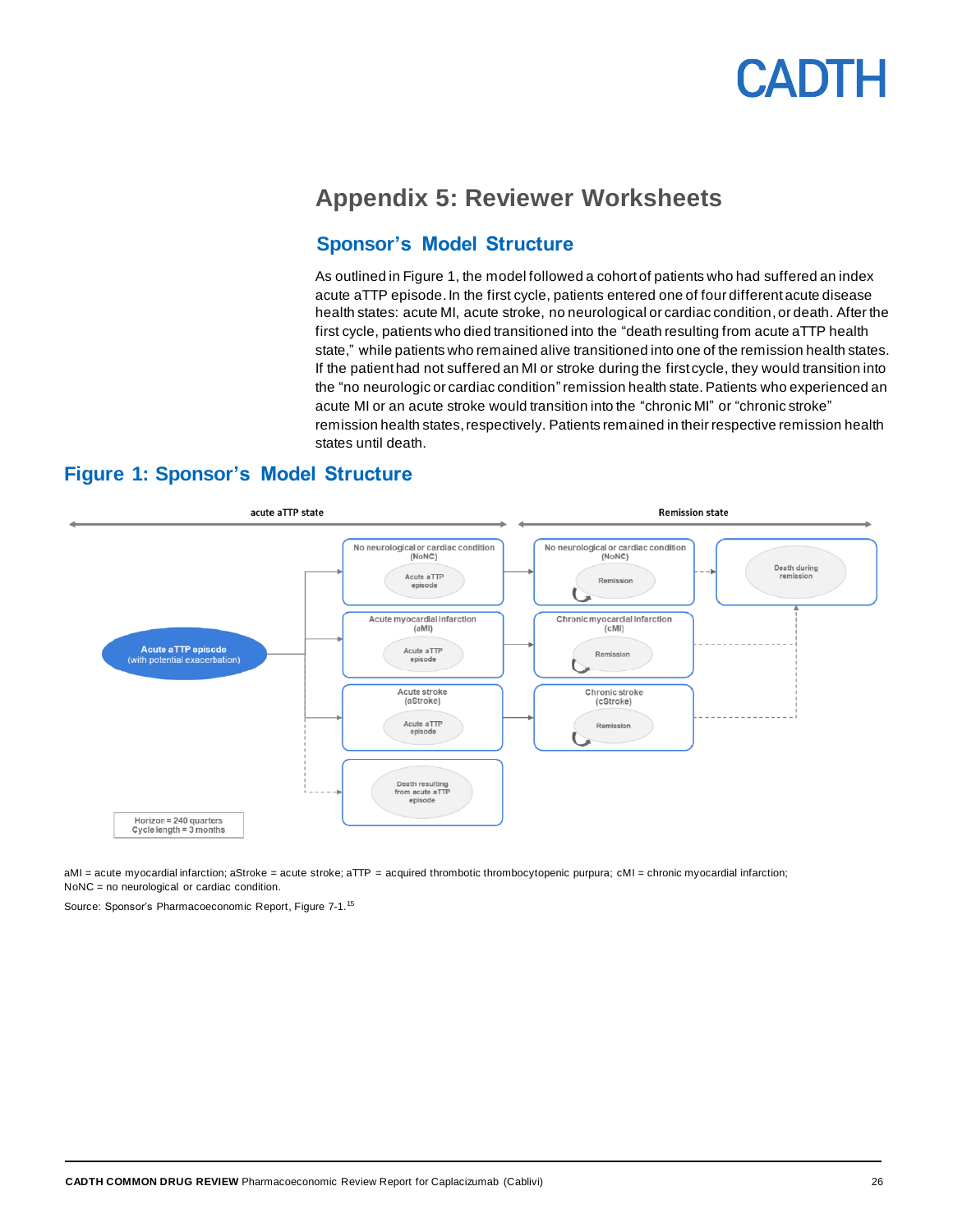# Appendix 5: Reviewer Worksheets

## Sponsor's Model Structure

As outlined in Figure 1, the model followed a cohort of patients who had suffered an index acute aTTP episode. In the first cycle, patients entered one of four different acute disease health states: acute MI, acute stroke, no neurological or cardiac condition, or death. After the first cycle, patients who died transitioned into the "death resulting from acute aTTP health state," while patients who remained alive transitioned into one of the remission health states. If the patient had not suffered an MI or stroke during the first cycle, they would transition into the "no neurologic or cardiac condition" remission health state. Patients who experienced an acute MI or an acute stroke would transition into the "chronic MI" or "chronic stroke" remission health states, respectively. Patients remained in their respective remission health states until death.

## Figure 1: Sponsor's Model Structure

acute aTTP state | Remission state

Acute aTTP episode (with potential exacerbation)

No neurological or cardiac condition (NoNC) – Acute aTTP episode → No neurological or cardiac condition (NoNC) – Remission → Death during remission

Acute myocardial infarction (aMI) – Acute aTTP episode → Chronic myocardial infarction (cMI) – Remission

Acute stroke (aStroke) – Acute aTTP episode → Chronic stroke (cStroke) – Remission

Death resulting from acute aTTP episode

Horizon = 240 quarters
Cycle length = 3 months

aMI = acute myocardial infarction; aStroke = acute stroke; aTTP = acquired thrombotic thrombocytopenic purpura; cMI = chronic myocardial infarction; NoNC = no neurological or cardiac condition.

Source: Sponsor's Pharmacoeconomic Report, Figure 7-1.[15]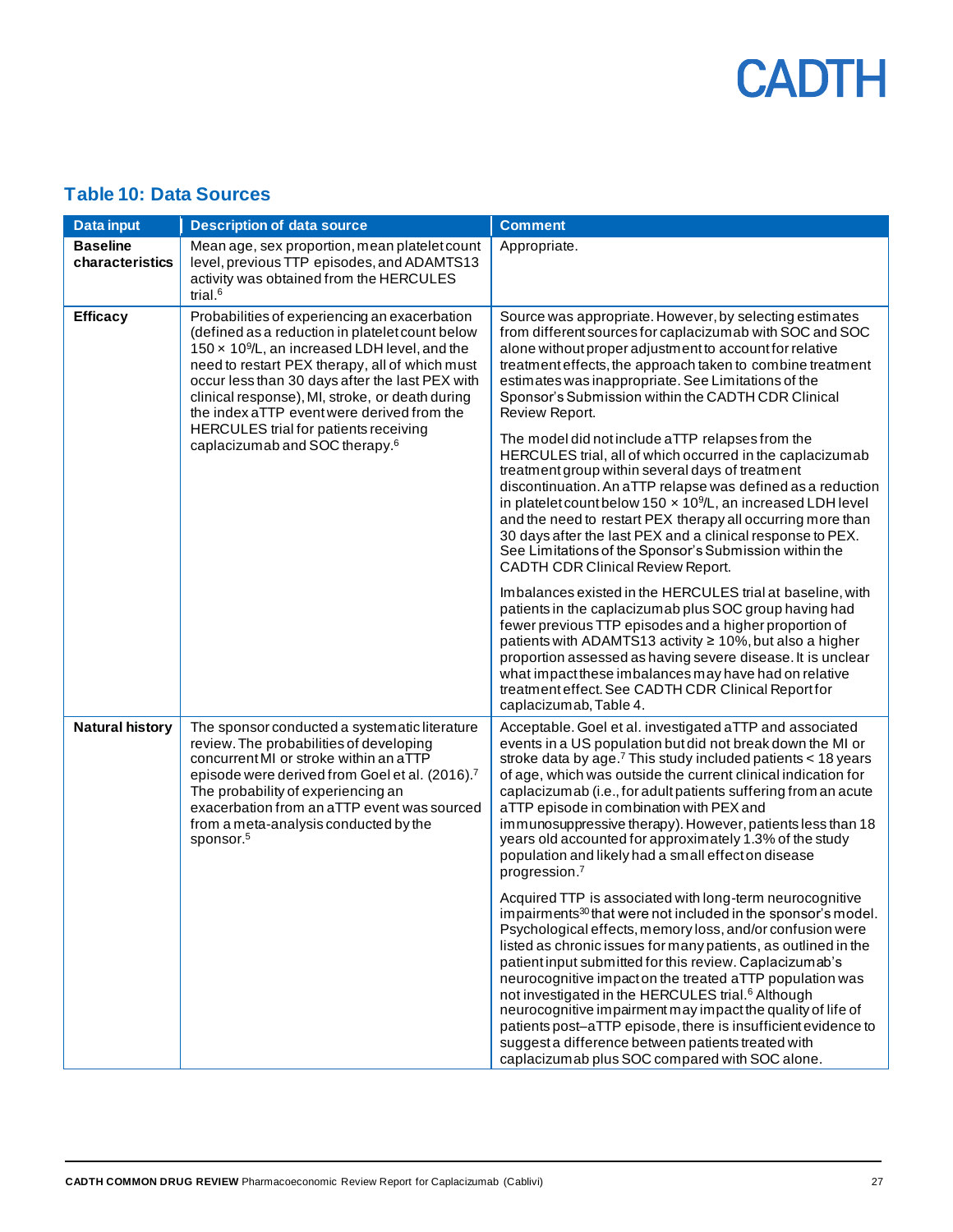## Table 10: Data Sources

| Data input | Description of data source | Comment |
|---|---|---|
| **Baseline characteristics** | Mean age, sex proportion, mean platelet count level, previous TTP episodes, and ADAMTS13 activity was obtained from the HERCULES trial.[6] | Appropriate. |
| **Efficacy** | Probabilities of experiencing an exacerbation (defined as a reduction in platelet count below 150 × $10^9$/L, an increased LDH level, and the need to restart PEX therapy, all of which must occur less than 30 days after the last PEX with clinical response), MI, stroke, or death during the index aTTP event were derived from the HERCULES trial for patients receiving caplacizumab and SOC therapy.[6] | Source was appropriate. However, by selecting estimates from different sources for caplacizumab with SOC and SOC alone without proper adjustment to account for relative treatment effects, the approach taken to combine treatment estimates was inappropriate. See Limitations of the Sponsor's Submission within the CADTH CDR Clinical Review Report.<br><br>The model did not include aTTP relapses from the HERCULES trial, all of which occurred in the caplacizumab treatment group within several days of treatment discontinuation. An aTTP relapse was defined as a reduction in platelet count below 150 × $10^9$/L, an increased LDH level and the need to restart PEX therapy all occurring more than 30 days after the last PEX and a clinical response to PEX. See Limitations of the Sponsor's Submission within the CADTH CDR Clinical Review Report.<br><br>Imbalances existed in the HERCULES trial at baseline, with patients in the caplacizumab plus SOC group having had fewer previous TTP episodes and a higher proportion of patients with ADAMTS13 activity ≥ 10%, but also a higher proportion assessed as having severe disease. It is unclear what impact these imbalances may have had on relative treatment effect. See CADTH CDR Clinical Report for caplacizumab, Table 4. |
| **Natural history** | The sponsor conducted a systematic literature review. The probabilities of developing concurrent MI or stroke within an aTTP episode were derived from Goel et al. (2016).[7] The probability of experiencing an exacerbation from an aTTP event was sourced from a meta-analysis conducted by the sponsor.[5] | Acceptable. Goel et al. investigated aTTP and associated events in a US population but did not break down the MI or stroke data by age.[7] This study included patients < 18 years of age, which was outside the current clinical indication for caplacizumab (i.e., for adult patients suffering from an acute aTTP episode in combination with PEX and immunosuppressive therapy). However, patients less than 18 years old accounted for approximately 1.3% of the study population and likely had a small effect on disease progression.[7]<br><br>Acquired TTP is associated with long-term neurocognitive impairments[30] that were not included in the sponsor's model. Psychological effects, memory loss, and/or confusion were listed as chronic issues for many patients, as outlined in the patient input submitted for this review. Caplacizumab's neurocognitive impact on the treated aTTP population was not investigated in the HERCULES trial.[6] Although neurocognitive impairment may impact the quality of life of patients post–aTTP episode, there is insufficient evidence to suggest a difference between patients treated with caplacizumab plus SOC compared with SOC alone. |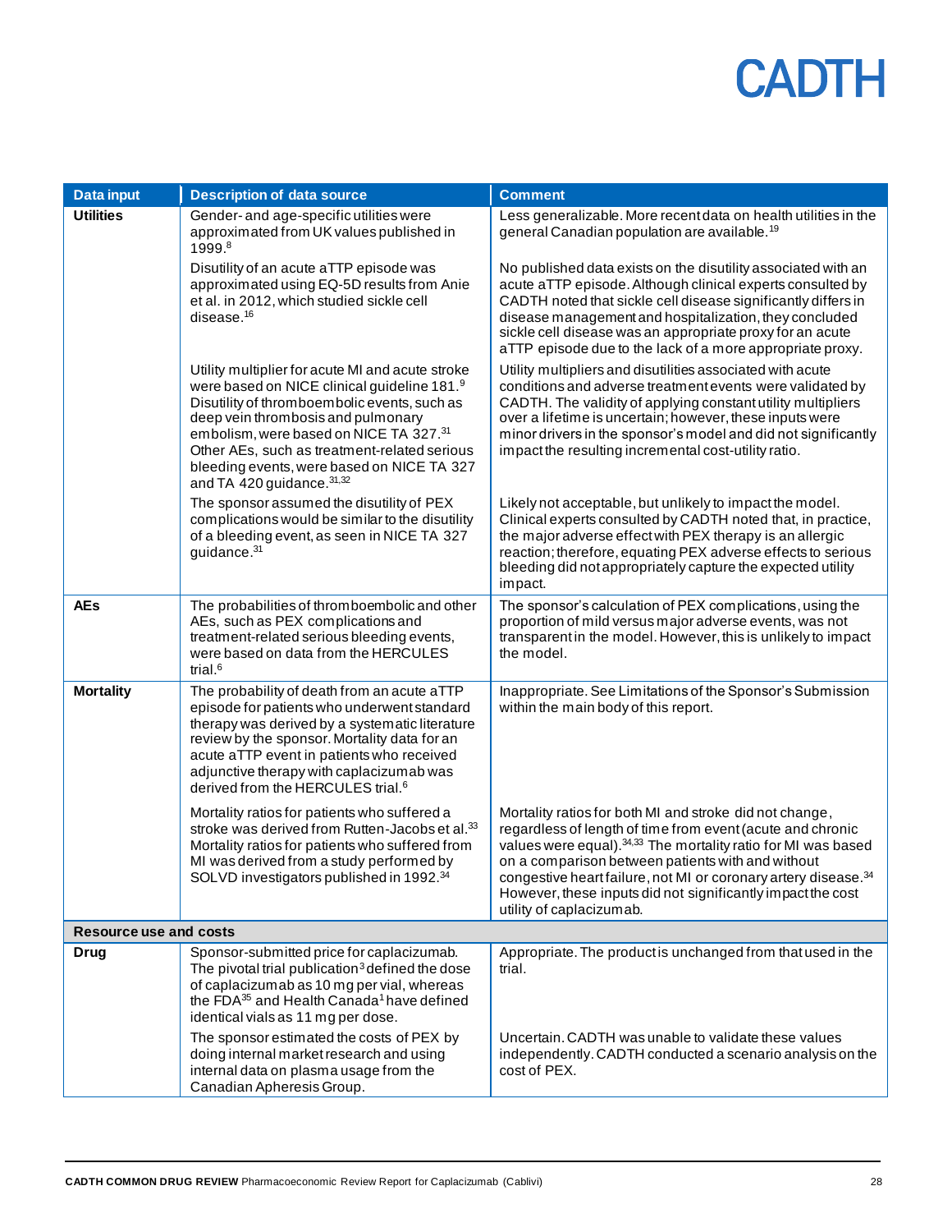| Data input | Description of data source | Comment |
| --- | --- | --- |
| **Utilities** | Gender- and age-specific utilities were approximated from UK values published in 1999.[8] | Less generalizable. More recent data on health utilities in the general Canadian population are available.[19] |
| | Disutility of an acute aTTP episode was approximated using EQ-5D results from Anie et al. in 2012, which studied sickle cell disease.[16] | No published data exists on the disutility associated with an acute aTTP episode. Although clinical experts consulted by CADTH noted that sickle cell disease significantly differs in disease management and hospitalization, they concluded sickle cell disease was an appropriate proxy for an acute aTTP episode due to the lack of a more appropriate proxy. |
| | Utility multiplier for acute MI and acute stroke were based on NICE clinical guideline 181.[9] Disutility of thromboembolic events, such as deep vein thrombosis and pulmonary embolism, were based on NICE TA 327.[31] Other AEs, such as treatment-related serious bleeding events, were based on NICE TA 327 and TA 420 guidance.[31,32] | Utility multipliers and disutilities associated with acute conditions and adverse treatment events were validated by CADTH. The validity of applying constant utility multipliers over a lifetime is uncertain; however, these inputs were minor drivers in the sponsor's model and did not significantly impact the resulting incremental cost-utility ratio. |
| | The sponsor assumed the disutility of PEX complications would be similar to the disutility of a bleeding event, as seen in NICE TA 327 guidance.[31] | Likely not acceptable, but unlikely to impact the model. Clinical experts consulted by CADTH noted that, in practice, the major adverse effect with PEX therapy is an allergic reaction; therefore, equating PEX adverse effects to serious bleeding did not appropriately capture the expected utility impact. |
| **AEs** | The probabilities of thromboembolic and other AEs, such as PEX complications and treatment-related serious bleeding events, were based on data from the HERCULES trial.[6] | The sponsor's calculation of PEX complications, using the proportion of mild versus major adverse events, was not transparent in the model. However, this is unlikely to impact the model. |
| **Mortality** | The probability of death from an acute aTTP episode for patients who underwent standard therapy was derived by a systematic literature review by the sponsor. Mortality data for an acute aTTP event in patients who received adjunctive therapy with caplacizumab was derived from the HERCULES trial.[6] | Inappropriate. See Limitations of the Sponsor's Submission within the main body of this report. |
| | Mortality ratios for patients who suffered a stroke was derived from Rutten-Jacobs et al.[33] Mortality ratios for patients who suffered from MI was derived from a study performed by SOLVD investigators published in 1992.[34] | Mortality ratios for both MI and stroke did not change, regardless of length of time from event (acute and chronic values were equal).[34,33] The mortality ratio for MI was based on a comparison between patients with and without congestive heart failure, not MI or coronary artery disease.[34] However, these inputs did not significantly impact the cost utility of caplacizumab. |
| **Resource use and costs** | | |
| **Drug** | Sponsor-submitted price for caplacizumab. The pivotal trial publication[3] defined the dose of caplacizumab as 10 mg per vial, whereas the FDA[35] and Health Canada[1] have defined identical vials as 11 mg per dose. | Appropriate. The product is unchanged from that used in the trial. |
| | The sponsor estimated the costs of PEX by doing internal market research and using internal data on plasma usage from the Canadian Apheresis Group. | Uncertain. CADTH was unable to validate these values independently. CADTH conducted a scenario analysis on the cost of PEX. |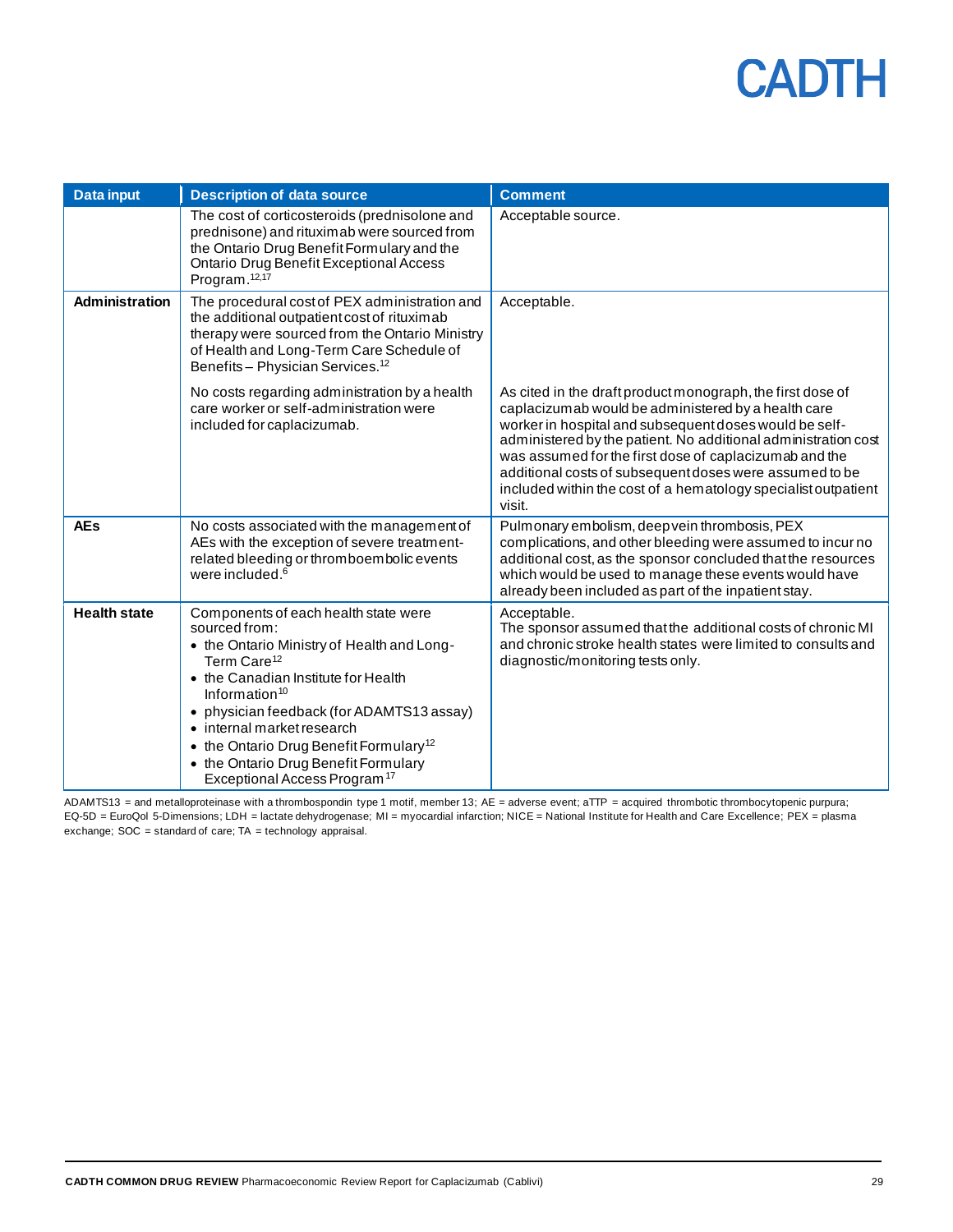| Data input | Description of data source | Comment |
| --- | --- | --- |
| | The cost of corticosteroids (prednisolone and prednisone) and rituximab were sourced from the Ontario Drug Benefit Formulary and the Ontario Drug Benefit Exceptional Access Program.[12,17] | Acceptable source. |
| **Administration** | The procedural cost of PEX administration and the additional outpatient cost of rituximab therapy were sourced from the Ontario Ministry of Health and Long-Term Care Schedule of Benefits – Physician Services.[12] | Acceptable. |
| | No costs regarding administration by a health care worker or self-administration were included for caplacizumab. | As cited in the draft product monograph, the first dose of caplacizumab would be administered by a health care worker in hospital and subsequent doses would be self-administered by the patient. No additional administration cost was assumed for the first dose of caplacizumab and the additional costs of subsequent doses were assumed to be included within the cost of a hematology specialist outpatient visit. |
| **AEs** | No costs associated with the management of AEs with the exception of severe treatment-related bleeding or thromboembolic events were included.[6] | Pulmonary embolism, deep vein thrombosis, PEX complications, and other bleeding were assumed to incur no additional cost, as the sponsor concluded that the resources which would be used to manage these events would have already been included as part of the inpatient stay. |
| **Health state** | Components of each health state were sourced from:<br>• the Ontario Ministry of Health and Long-Term Care[12]<br>• the Canadian Institute for Health Information[10]<br>• physician feedback (for ADAMTS13 assay)<br>• internal market research<br>• the Ontario Drug Benefit Formulary[12]<br>• the Ontario Drug Benefit Formulary Exceptional Access Program[17] | Acceptable.<br>The sponsor assumed that the additional costs of chronic MI and chronic stroke health states were limited to consults and diagnostic/monitoring tests only. |

ADAMTS13 = and metalloproteinase with a thrombospondin type 1 motif, member 13; AE = adverse event; aTTP = acquired thrombotic thrombocytopenic purpura; EQ-5D = EuroQol 5-Dimensions; LDH = lactate dehydrogenase; MI = myocardial infarction; NICE = National Institute for Health and Care Excellence; PEX = plasma exchange; SOC = standard of care; TA = technology appraisal.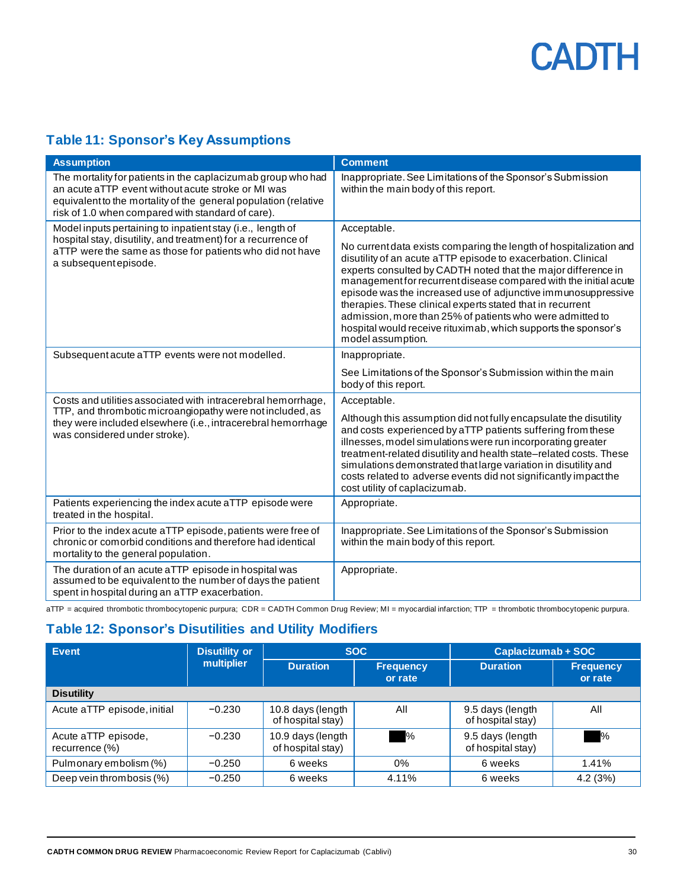## Table 11: Sponsor's Key Assumptions

| Assumption | Comment |
|---|---|
| The mortality for patients in the caplacizumab group who had an acute aTTP event without acute stroke or MI was equivalent to the mortality of the general population (relative risk of 1.0 when compared with standard of care). | Inappropriate. See Limitations of the Sponsor's Submission within the main body of this report. |
| Model inputs pertaining to inpatient stay (i.e., length of hospital stay, disutility, and treatment) for a recurrence of aTTP were the same as those for patients who did not have a subsequent episode. | Acceptable.<br><br>No current data exists comparing the length of hospitalization and disutility of an acute aTTP episode to exacerbation. Clinical experts consulted by CADTH noted that the major difference in management for recurrent disease compared with the initial acute episode was the increased use of adjunctive immunosuppressive therapies. These clinical experts stated that in recurrent admission, more than 25% of patients who were admitted to hospital would receive rituximab, which supports the sponsor's model assumption. |
| Subsequent acute aTTP events were not modelled. | Inappropriate.<br><br>See Limitations of the Sponsor's Submission within the main body of this report. |
| Costs and utilities associated with intracerebral hemorrhage, TTP, and thrombotic microangiopathy were not included, as they were included elsewhere (i.e., intracerebral hemorrhage was considered under stroke). | Acceptable.<br><br>Although this assumption did not fully encapsulate the disutility and costs experienced by aTTP patients suffering from these illnesses, model simulations were run incorporating greater treatment-related disutility and health state–related costs. These simulations demonstrated that large variation in disutility and costs related to adverse events did not significantly impact the cost utility of caplacizumab. |
| Patients experiencing the index acute aTTP episode were treated in the hospital. | Appropriate. |
| Prior to the index acute aTTP episode, patients were free of chronic or comorbid conditions and therefore had identical mortality to the general population. | Inappropriate. See Limitations of the Sponsor's Submission within the main body of this report. |
| The duration of an acute aTTP episode in hospital was assumed to be equivalent to the number of days the patient spent in hospital during an aTTP exacerbation. | Appropriate. |

aTTP = acquired thrombotic thrombocytopenic purpura; CDR = CADTH Common Drug Review; MI = myocardial infarction; TTP = thrombotic thrombocytopenic purpura.

## Table 12: Sponsor's Disutilities and Utility Modifiers

| Event | Disutility or multiplier | SOC | | Caplacizumab + SOC | |
|---|---|---|---|---|---|
| | | Duration | Frequency or rate | Duration | Frequency or rate |
| **Disutility** | | | | | |
| Acute aTTP episode, initial | −0.230 | 10.8 days (length of hospital stay) | All | 9.5 days (length of hospital stay) | All |
| Acute aTTP episode, recurrence (%) | −0.230 | 10.9 days (length of hospital stay) | ██% | 9.5 days (length of hospital stay) | ██% |
| Pulmonary embolism (%) | −0.250 | 6 weeks | 0% | 6 weeks | 1.41% |
| Deep vein thrombosis (%) | −0.250 | 6 weeks | 4.11% | 6 weeks | 4.2 (3%) |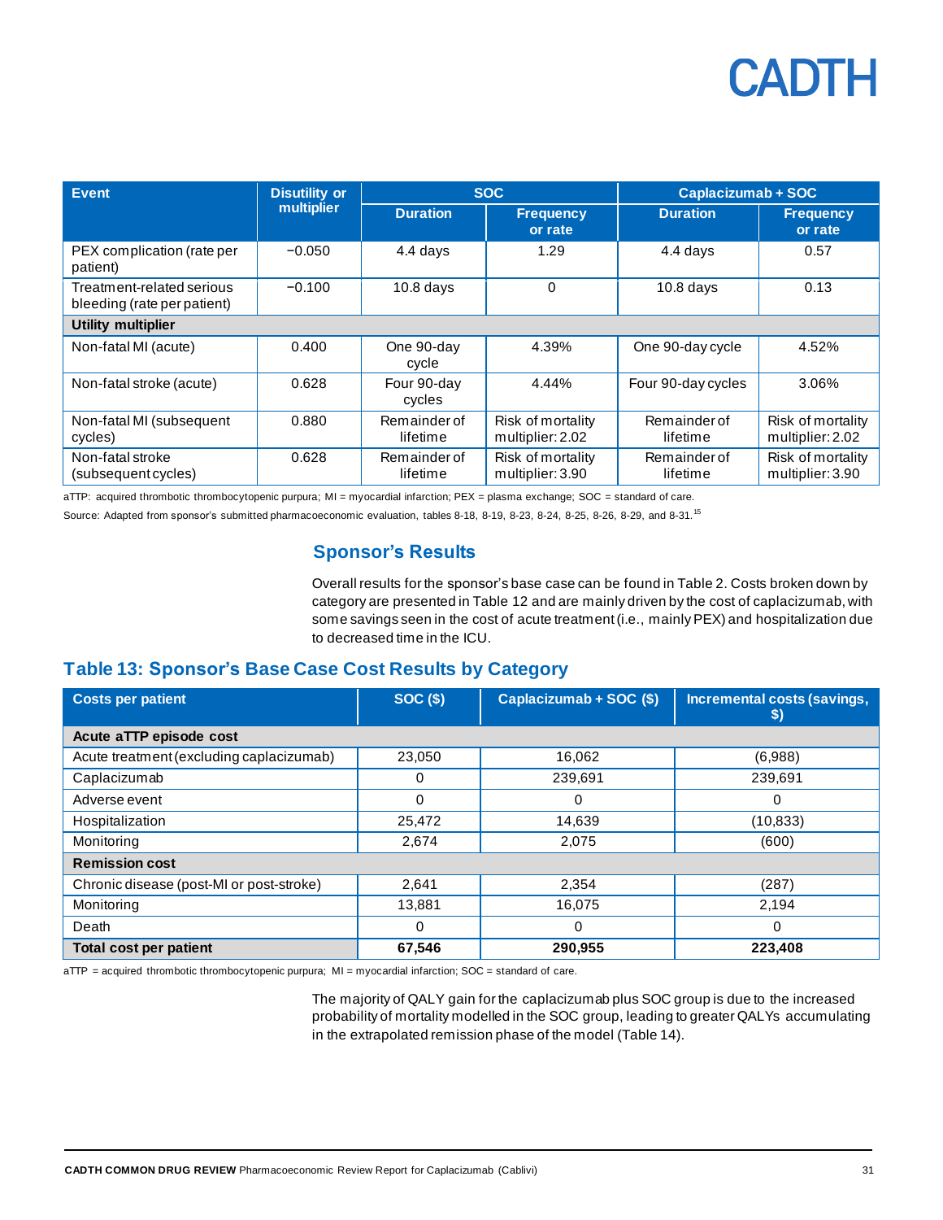| Event | Disutility or multiplier | SOC | | Caplacizumab + SOC | |
|---|---|---|---|---|---|
| | | Duration | Frequency or rate | Duration | Frequency or rate |
| PEX complication (rate per patient) | −0.050 | 4.4 days | 1.29 | 4.4 days | 0.57 |
| Treatment-related serious bleeding (rate per patient) | −0.100 | 10.8 days | 0 | 10.8 days | 0.13 |
| **Utility multiplier** | | | | | |
| Non-fatal MI (acute) | 0.400 | One 90-day cycle | 4.39% | One 90-day cycle | 4.52% |
| Non-fatal stroke (acute) | 0.628 | Four 90-day cycles | 4.44% | Four 90-day cycles | 3.06% |
| Non-fatal MI (subsequent cycles) | 0.880 | Remainder of lifetime | Risk of mortality multiplier: 2.02 | Remainder of lifetime | Risk of mortality multiplier: 2.02 |
| Non-fatal stroke (subsequent cycles) | 0.628 | Remainder of lifetime | Risk of mortality multiplier: 3.90 | Remainder of lifetime | Risk of mortality multiplier: 3.90 |

aTTP: acquired thrombotic thrombocytopenic purpura; MI = myocardial infarction; PEX = plasma exchange; SOC = standard of care.

Source: Adapted from sponsor's submitted pharmacoeconomic evaluation, tables 8-18, 8-19, 8-23, 8-24, 8-25, 8-26, 8-29, and 8-31.[15]

## Sponsor's Results

Overall results for the sponsor's base case can be found in Table 2. Costs broken down by category are presented in Table 12 and are mainly driven by the cost of caplacizumab, with some savings seen in the cost of acute treatment (i.e., mainly PEX) and hospitalization due to decreased time in the ICU.

## Table 13: Sponsor's Base Case Cost Results by Category

| Costs per patient | SOC ($) | Caplacizumab + SOC ($) | Incremental costs (savings, $) |
|---|---|---|---|
| **Acute aTTP episode cost** | | | |
| Acute treatment (excluding caplacizumab) | 23,050 | 16,062 | (6,988) |
| Caplacizumab | 0 | 239,691 | 239,691 |
| Adverse event | 0 | 0 | 0 |
| Hospitalization | 25,472 | 14,639 | (10,833) |
| Monitoring | 2,674 | 2,075 | (600) |
| **Remission cost** | | | |
| Chronic disease (post-MI or post-stroke) | 2,641 | 2,354 | (287) |
| Monitoring | 13,881 | 16,075 | 2,194 |
| Death | 0 | 0 | 0 |
| **Total cost per patient** | **67,546** | **290,955** | **223,408** |

aTTP = acquired thrombotic thrombocytopenic purpura; MI = myocardial infarction; SOC = standard of care.

The majority of QALY gain for the caplacizumab plus SOC group is due to the increased probability of mortality modelled in the SOC group, leading to greater QALYs accumulating in the extrapolated remission phase of the model (Table 14).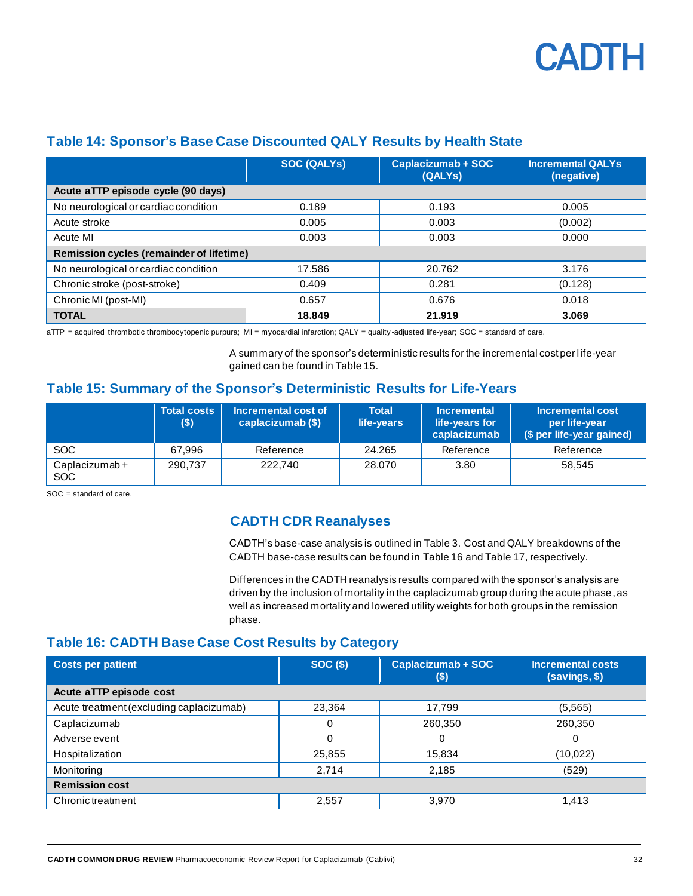### Table 14: Sponsor's Base Case Discounted QALY Results by Health State

| | SOC (QALYs) | Caplacizumab + SOC (QALYs) | Incremental QALYs (negative) |
|---|---|---|---|
| **Acute aTTP episode cycle (90 days)** | | | |
| No neurological or cardiac condition | 0.189 | 0.193 | 0.005 |
| Acute stroke | 0.005 | 0.003 | (0.002) |
| Acute MI | 0.003 | 0.003 | 0.000 |
| **Remission cycles (remainder of lifetime)** | | | |
| No neurological or cardiac condition | 17.586 | 20.762 | 3.176 |
| Chronic stroke (post-stroke) | 0.409 | 0.281 | (0.128) |
| Chronic MI (post-MI) | 0.657 | 0.676 | 0.018 |
| **TOTAL** | **18.849** | **21.919** | **3.069** |

aTTP = acquired thrombotic thrombocytopenic purpura; MI = myocardial infarction; QALY = quality-adjusted life-year; SOC = standard of care.

A summary of the sponsor's deterministic results for the incremental cost per life-year gained can be found in Table 15.

### Table 15: Summary of the Sponsor's Deterministic Results for Life-Years

| | Total costs ($) | Incremental cost of caplacizumab ($) | Total life-years | Incremental life-years for caplacizumab | Incremental cost per life-year ($ per life-year gained) |
|---|---|---|---|---|---|
| SOC | 67,996 | Reference | 24.265 | Reference | Reference |
| Caplacizumab + SOC | 290,737 | 222,740 | 28.070 | 3.80 | 58,545 |

SOC = standard of care.

## CADTH CDR Reanalyses

CADTH's base-case analysis is outlined in Table 3. Cost and QALY breakdowns of the CADTH base-case results can be found in Table 16 and Table 17, respectively.

Differences in the CADTH reanalysis results compared with the sponsor's analysis are driven by the inclusion of mortality in the caplacizumab group during the acute phase, as well as increased mortality and lowered utility weights for both groups in the remission phase.

### Table 16: CADTH Base Case Cost Results by Category

| Costs per patient | SOC ($) | Caplacizumab + SOC ($) | Incremental costs (savings, $) |
|---|---|---|---|
| **Acute aTTP episode cost** | | | |
| Acute treatment (excluding caplacizumab) | 23,364 | 17,799 | (5,565) |
| Caplacizumab | 0 | 260,350 | 260,350 |
| Adverse event | 0 | 0 | 0 |
| Hospitalization | 25,855 | 15,834 | (10,022) |
| Monitoring | 2,714 | 2,185 | (529) |
| **Remission cost** | | | |
| Chronic treatment | 2,557 | 3,970 | 1,413 |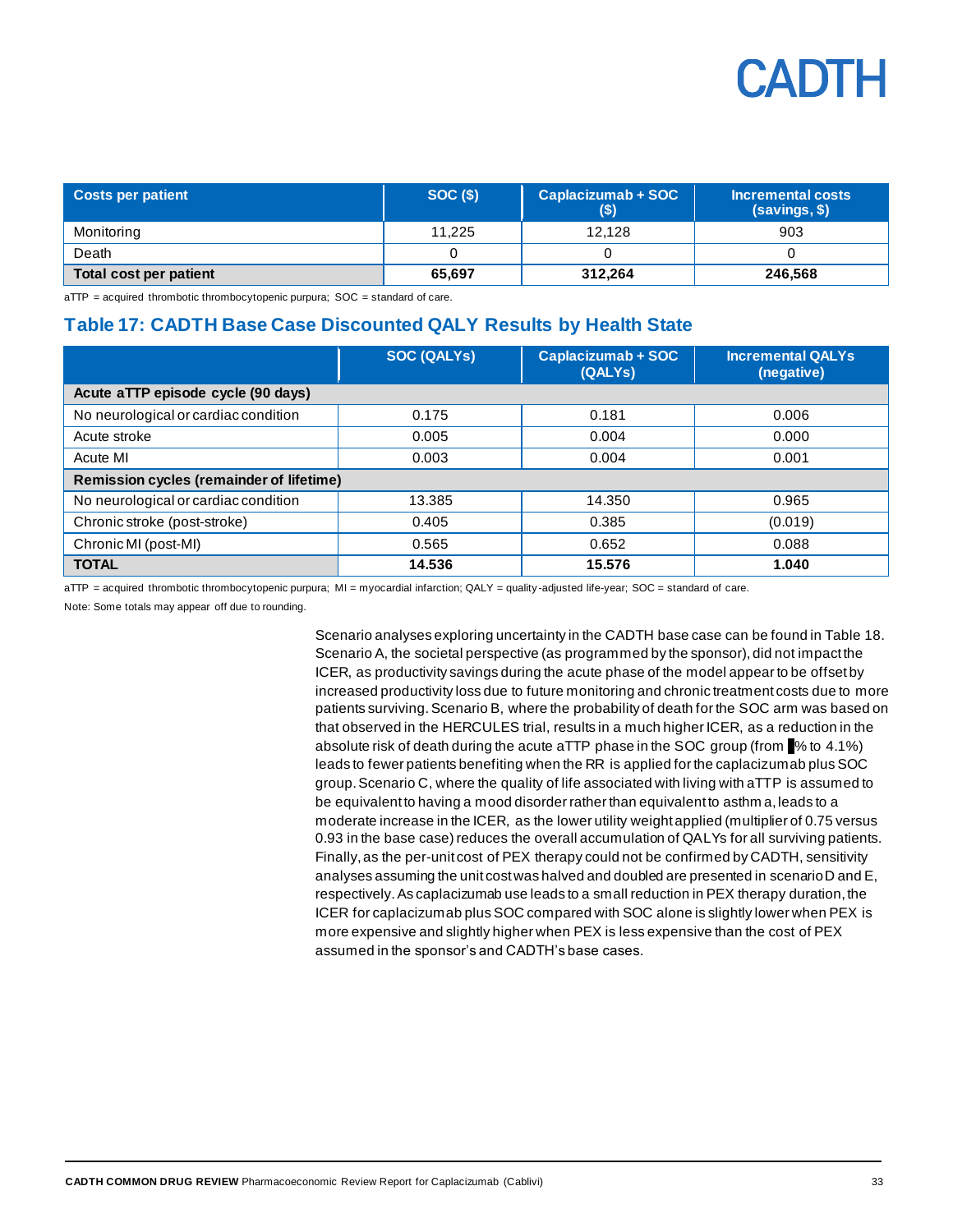| Costs per patient | SOC ($) | Caplacizumab + SOC ($) | Incremental costs (savings, $) |
|---|---|---|---|
| Monitoring | 11,225 | 12,128 | 903 |
| Death | 0 | 0 | 0 |
| **Total cost per patient** | **65,697** | **312,264** | **246,568** |

aTTP = acquired thrombotic thrombocytopenic purpura; SOC = standard of care.

## Table 17: CADTH Base Case Discounted QALY Results by Health State

| | SOC (QALYs) | Caplacizumab + SOC (QALYs) | Incremental QALYs (negative) |
|---|---|---|---|
| **Acute aTTP episode cycle (90 days)** | | | |
| No neurological or cardiac condition | 0.175 | 0.181 | 0.006 |
| Acute stroke | 0.005 | 0.004 | 0.000 |
| Acute MI | 0.003 | 0.004 | 0.001 |
| **Remission cycles (remainder of lifetime)** | | | |
| No neurological or cardiac condition | 13.385 | 14.350 | 0.965 |
| Chronic stroke (post-stroke) | 0.405 | 0.385 | (0.019) |
| Chronic MI (post-MI) | 0.565 | 0.652 | 0.088 |
| **TOTAL** | **14.536** | **15.576** | **1.040** |

aTTP = acquired thrombotic thrombocytopenic purpura; MI = myocardial infarction; QALY = quality-adjusted life-year; SOC = standard of care.

Note: Some totals may appear off due to rounding.

Scenario analyses exploring uncertainty in the CADTH base case can be found in Table 18. Scenario A, the societal perspective (as programmed by the sponsor), did not impact the ICER, as productivity savings during the acute phase of the model appear to be offset by increased productivity loss due to future monitoring and chronic treatment costs due to more patients surviving. Scenario B, where the probability of death for the SOC arm was based on that observed in the HERCULES trial, results in a much higher ICER, as a reduction in the absolute risk of death during the acute aTTP phase in the SOC group (from ▮% to 4.1%) leads to fewer patients benefiting when the RR is applied for the caplacizumab plus SOC group. Scenario C, where the quality of life associated with living with aTTP is assumed to be equivalent to having a mood disorder rather than equivalent to asthma, leads to a moderate increase in the ICER, as the lower utility weight applied (multiplier of 0.75 versus 0.93 in the base case) reduces the overall accumulation of QALYs for all surviving patients. Finally, as the per-unit cost of PEX therapy could not be confirmed by CADTH, sensitivity analyses assuming the unit cost was halved and doubled are presented in scenario D and E, respectively. As caplacizumab use leads to a small reduction in PEX therapy duration, the ICER for caplacizumab plus SOC compared with SOC alone is slightly lower when PEX is more expensive and slightly higher when PEX is less expensive than the cost of PEX assumed in the sponsor's and CADTH's base cases.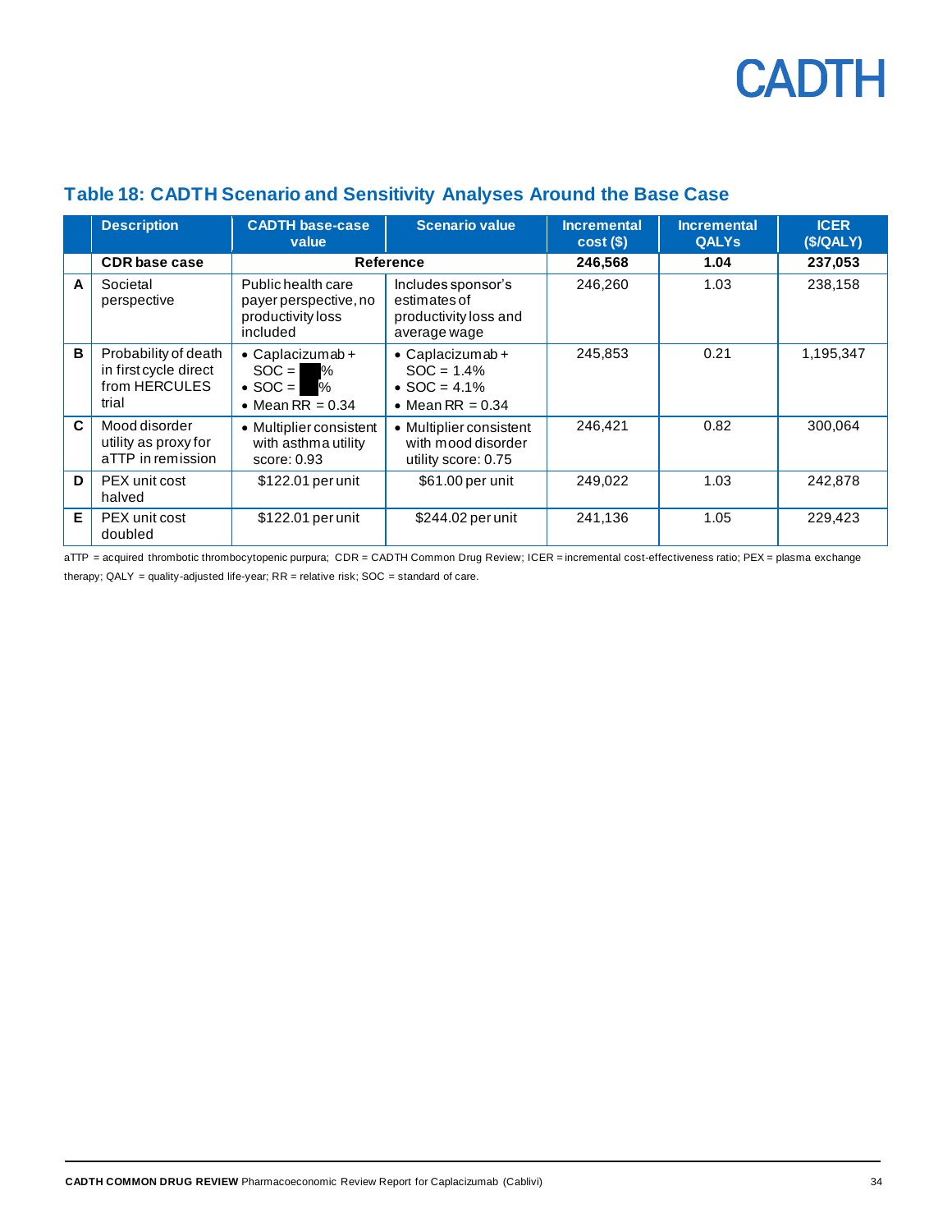### Table 18: CADTH Scenario and Sensitivity Analyses Around the Base Case

| | Description | CADTH base-case value | Scenario value | Incremental cost ($) | Incremental QALYs | ICER ($/QALY) |
|---|---|---|---|---|---|---|
| | **CDR base case** | **Reference** | | **246,568** | **1.04** | **237,053** |
| A | Societal perspective | Public health care payer perspective, no productivity loss included | Includes sponsor's estimates of productivity loss and average wage | 246,260 | 1.03 | 238,158 |
| B | Probability of death in first cycle direct from HERCULES trial | • Caplacizumab + SOC = ███%<br>• SOC = ███%<br>• Mean RR = 0.34 | • Caplacizumab + SOC = 1.4%<br>• SOC = 4.1%<br>• Mean RR = 0.34 | 245,853 | 0.21 | 1,195,347 |
| C | Mood disorder utility as proxy for aTTP in remission | • Multiplier consistent with asthma utility score: 0.93 | • Multiplier consistent with mood disorder utility score: 0.75 | 246,421 | 0.82 | 300,064 |
| D | PEX unit cost halved | $122.01 per unit | $61.00 per unit | 249,022 | 1.03 | 242,878 |
| E | PEX unit cost doubled | $122.01 per unit | $244.02 per unit | 241,136 | 1.05 | 229,423 |

aTTP = acquired thrombotic thrombocytopenic purpura; CDR = CADTH Common Drug Review; ICER = incremental cost-effectiveness ratio; PEX = plasma exchange therapy; QALY = quality-adjusted life-year; RR = relative risk; SOC = standard of care.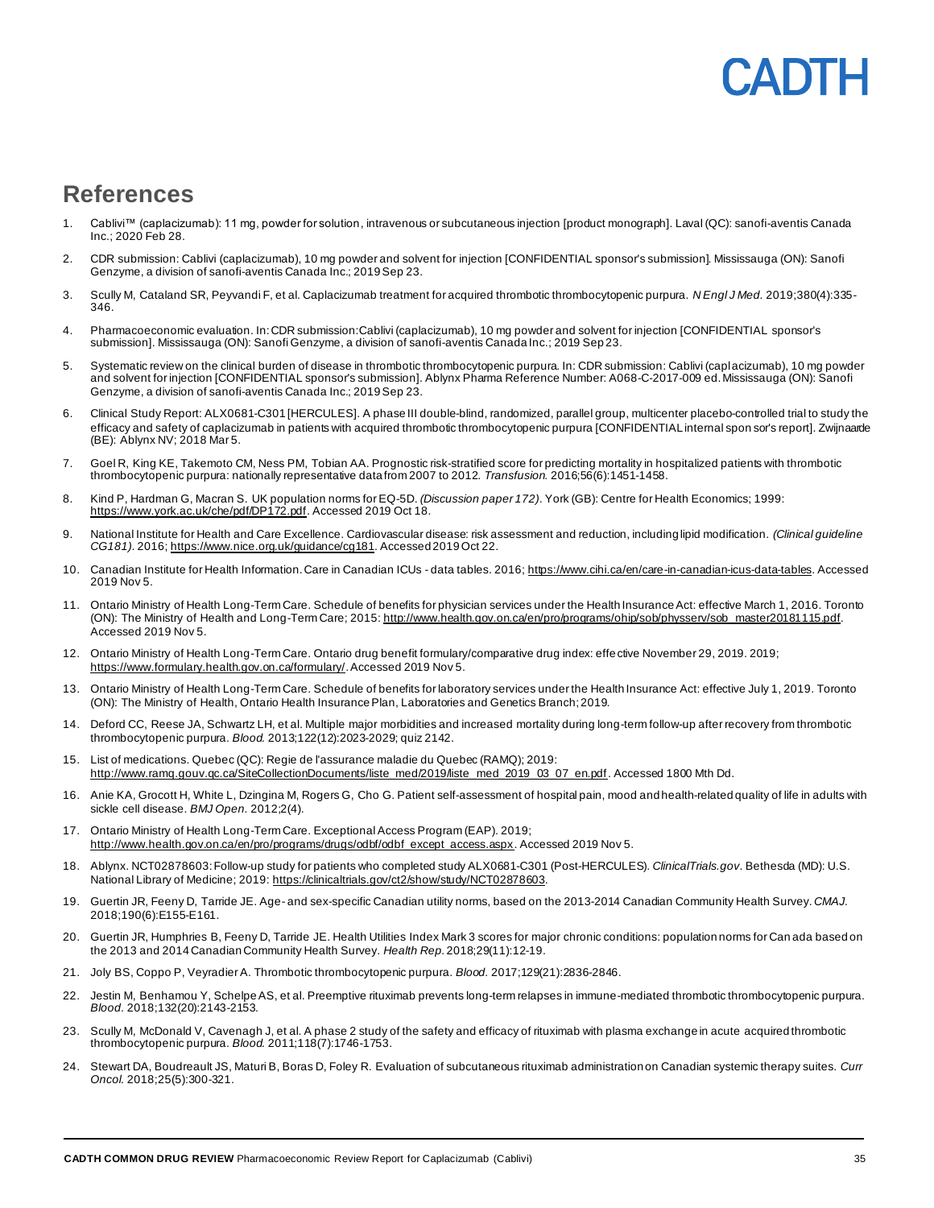## References

1. Cablivi™ (caplacizumab): 11 mg, powder for solution, intravenous or subcutaneous injection [product monograph]. Laval (QC): sanofi-aventis Canada Inc.; 2020 Feb 28.
2. CDR submission: Cablivi (caplacizumab), 10 mg powder and solvent for injection [CONFIDENTIAL sponsor's submission]. Mississauga (ON): Sanofi Genzyme, a division of sanofi-aventis Canada Inc.; 2019 Sep 23.
3. Scully M, Cataland SR, Peyvandi F, et al. Caplacizumab treatment for acquired thrombotic thrombocytopenic purpura. *N Engl J Med.* 2019;380(4):335-346.
4. Pharmacoeconomic evaluation. In: CDR submission: Cablivi (caplacizumab), 10 mg powder and solvent for injection [CONFIDENTIAL sponsor's submission]. Mississauga (ON): Sanofi Genzyme, a division of sanofi-aventis Canada Inc.; 2019 Sep 23.
5. Systematic review on the clinical burden of disease in thrombotic thrombocytopenic purpura. In: CDR submission: Cablivi (caplacizumab), 10 mg powder and solvent for injection [CONFIDENTIAL sponsor's submission]. Ablynx Pharma Reference Number: A068-C-2017-009 ed. Mississauga (ON): Sanofi Genzyme, a division of sanofi-aventis Canada Inc.; 2019 Sep 23.
6. Clinical Study Report: ALX0681-C301 [HERCULES]. A phase III double-blind, randomized, parallel group, multicenter placebo-controlled trial to study the efficacy and safety of caplacizumab in patients with acquired thrombotic thrombocytopenic purpura [CONFIDENTIAL internal sponsor's report]. Zwijnaarde (BE): Ablynx NV; 2018 Mar 5.
7. Goel R, King KE, Takemoto CM, Ness PM, Tobian AA. Prognostic risk-stratified score for predicting mortality in hospitalized patients with thrombotic thrombocytopenic purpura: nationally representative data from 2007 to 2012. *Transfusion.* 2016;56(6):1451-1458.
8. Kind P, Hardman G, Macran S. UK population norms for EQ-5D. *(Discussion paper 172)*. York (GB): Centre for Health Economics; 1999: https://www.york.ac.uk/che/pdf/DP172.pdf. Accessed 2019 Oct 18.
9. National Institute for Health and Care Excellence. Cardiovascular disease: risk assessment and reduction, including lipid modification. *(Clinical guideline CG181)*. 2016; https://www.nice.org.uk/guidance/cg181. Accessed 2019 Oct 22.
10. Canadian Institute for Health Information. Care in Canadian ICUs - data tables. 2016; https://www.cihi.ca/en/care-in-canadian-icus-data-tables. Accessed 2019 Nov 5.
11. Ontario Ministry of Health Long-Term Care. Schedule of benefits for physician services under the Health Insurance Act: effective March 1, 2016. Toronto (ON): The Ministry of Health and Long-Term Care; 2015: http://www.health.gov.on.ca/en/pro/programs/ohip/sob/physserv/sob_master20181115.pdf. Accessed 2019 Nov 5.
12. Ontario Ministry of Health Long-Term Care. Ontario drug benefit formulary/comparative drug index: effective November 29, 2019. 2019; https://www.formulary.health.gov.on.ca/formulary/. Accessed 2019 Nov 5.
13. Ontario Ministry of Health Long-Term Care. Schedule of benefits for laboratory services under the Health Insurance Act: effective July 1, 2019. Toronto (ON): The Ministry of Health, Ontario Health Insurance Plan, Laboratories and Genetics Branch; 2019.
14. Deford CC, Reese JA, Schwartz LH, et al. Multiple major morbidities and increased mortality during long-term follow-up after recovery from thrombotic thrombocytopenic purpura. *Blood.* 2013;122(12):2023-2029; quiz 2142.
15. List of medications. Quebec (QC): Regie de l'assurance maladie du Quebec (RAMQ); 2019: http://www.ramq.gouv.qc.ca/SiteCollectionDocuments/liste_med/2019/liste_med_2019_03_07_en.pdf. Accessed 1800 Mth Dd.
16. Anie KA, Grocott H, White L, Dzingina M, Rogers G, Cho G. Patient self-assessment of hospital pain, mood and health-related quality of life in adults with sickle cell disease. *BMJ Open.* 2012;2(4).
17. Ontario Ministry of Health Long-Term Care. Exceptional Access Program (EAP). 2019; http://www.health.gov.on.ca/en/pro/programs/drugs/odbf/odbf_except_access.aspx. Accessed 2019 Nov 5.
18. Ablynx. NCT02878603: Follow-up study for patients who completed study ALX0681-C301 (Post-HERCULES). *ClinicalTrials.gov*. Bethesda (MD): U.S. National Library of Medicine; 2019: https://clinicaltrials.gov/ct2/show/study/NCT02878603.
19. Guertin JR, Feeny D, Tarride JE. Age- and sex-specific Canadian utility norms, based on the 2013-2014 Canadian Community Health Survey. *CMAJ.* 2018;190(6):E155-E161.
20. Guertin JR, Humphries B, Feeny D, Tarride JE. Health Utilities Index Mark 3 scores for major chronic conditions: population norms for Canada based on the 2013 and 2014 Canadian Community Health Survey. *Health Rep.* 2018;29(11):12-19.
21. Joly BS, Coppo P, Veyradier A. Thrombotic thrombocytopenic purpura. *Blood.* 2017;129(21):2836-2846.
22. Jestin M, Benhamou Y, Schelpe AS, et al. Preemptive rituximab prevents long-term relapses in immune-mediated thrombotic thrombocytopenic purpura. *Blood.* 2018;132(20):2143-2153.
23. Scully M, McDonald V, Cavenagh J, et al. A phase 2 study of the safety and efficacy of rituximab with plasma exchange in acute acquired thrombotic thrombocytopenic purpura. *Blood.* 2011;118(7):1746-1753.
24. Stewart DA, Boudreault JS, Maturi B, Boras D, Foley R. Evaluation of subcutaneous rituximab administration on Canadian systemic therapy suites. *Curr Oncol.* 2018;25(5):300-321.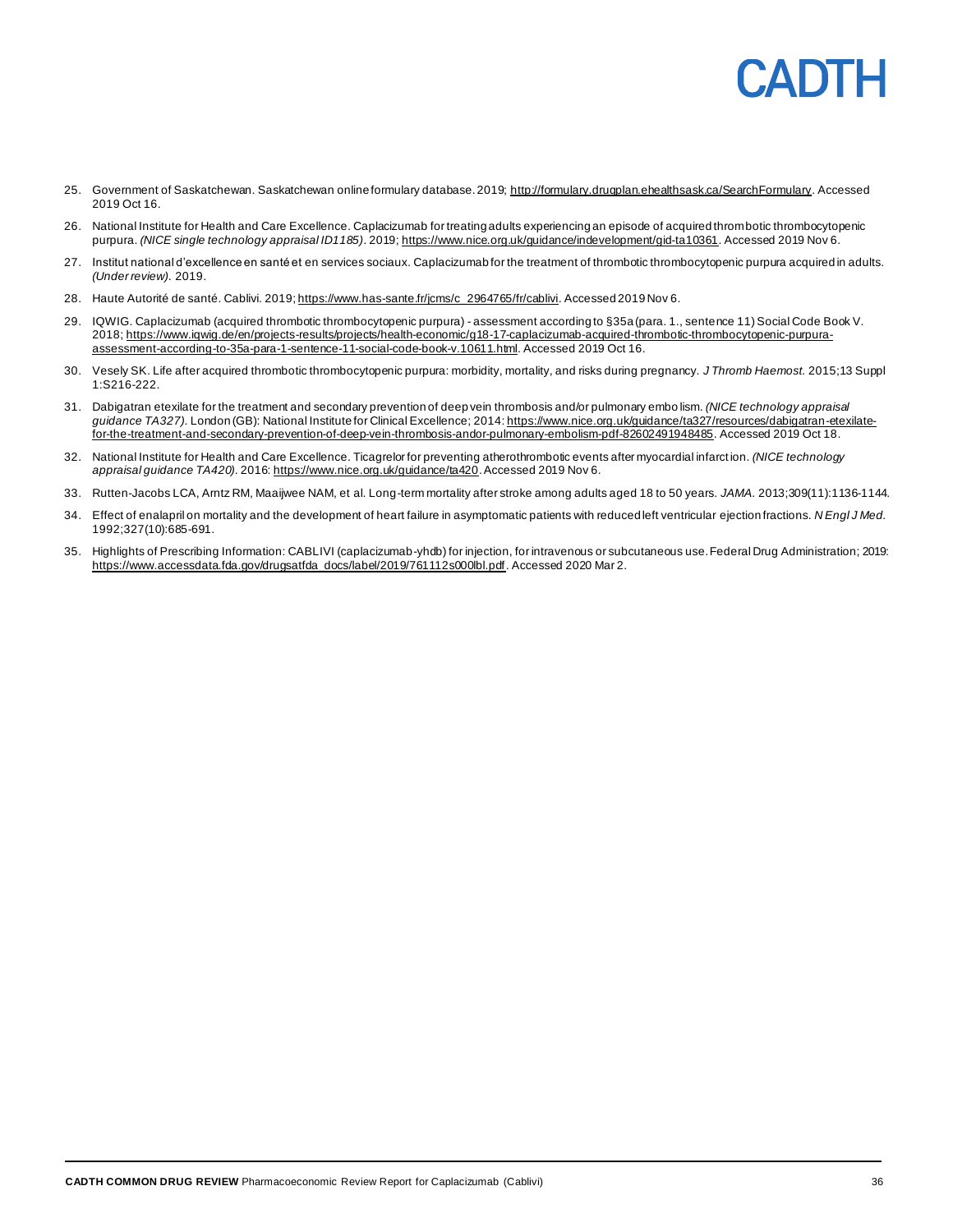25. Government of Saskatchewan. Saskatchewan online formulary database. 2019; http://formulary.drugplan.ehealthsask.ca/SearchFormulary. Accessed 2019 Oct 16.
26. National Institute for Health and Care Excellence. Caplacizumab for treating adults experiencing an episode of acquired thrombotic thrombocytopenic purpura. *(NICE single technology appraisal ID1185)*. 2019; https://www.nice.org.uk/guidance/indevelopment/gid-ta10361. Accessed 2019 Nov 6.
27. Institut national d'excellence en santé et en services sociaux. Caplacizumab for the treatment of thrombotic thrombocytopenic purpura acquired in adults. *(Under review)*. 2019.
28. Haute Autorité de santé. Cablivi. 2019; https://www.has-sante.fr/jcms/c_2964765/fr/cablivi. Accessed 2019 Nov 6.
29. IQWIG. Caplacizumab (acquired thrombotic thrombocytopenic purpura) - assessment according to §35a (para. 1., sentence 11) Social Code Book V. 2018; https://www.iqwig.de/en/projects-results/projects/health-economic/g18-17-caplacizumab-acquired-thrombotic-thrombocytopenic-purpura-assessment-according-to-35a-para-1-sentence-11-social-code-book-v.10611.html. Accessed 2019 Oct 16.
30. Vesely SK. Life after acquired thrombotic thrombocytopenic purpura: morbidity, mortality, and risks during pregnancy. *J Thromb Haemost.* 2015;13 Suppl 1:S216-222.
31. Dabigatran etexilate for the treatment and secondary prevention of deep vein thrombosis and/or pulmonary embolism. *(NICE technology appraisal guidance TA327)*. London (GB): National Institute for Clinical Excellence; 2014: https://www.nice.org.uk/guidance/ta327/resources/dabigatran-etexilate-for-the-treatment-and-secondary-prevention-of-deep-vein-thrombosis-andor-pulmonary-embolism-pdf-82602491948485. Accessed 2019 Oct 18.
32. National Institute for Health and Care Excellence. Ticagrelor for preventing atherothrombotic events after myocardial infarction. *(NICE technology appraisal guidance TA420)*. 2016: https://www.nice.org.uk/guidance/ta420. Accessed 2019 Nov 6.
33. Rutten-Jacobs LCA, Arntz RM, Maaijwee NAM, et al. Long-term mortality after stroke among adults aged 18 to 50 years. *JAMA.* 2013;309(11):1136-1144.
34. Effect of enalapril on mortality and the development of heart failure in asymptomatic patients with reduced left ventricular ejection fractions. *N Engl J Med.* 1992;327(10):685-691.
35. Highlights of Prescribing Information: CABLIVI (caplacizumab-yhdb) for injection, for intravenous or subcutaneous use. Federal Drug Administration; 2019: https://www.accessdata.fda.gov/drugsatfda_docs/label/2019/761112s000lbl.pdf. Accessed 2020 Mar 2.